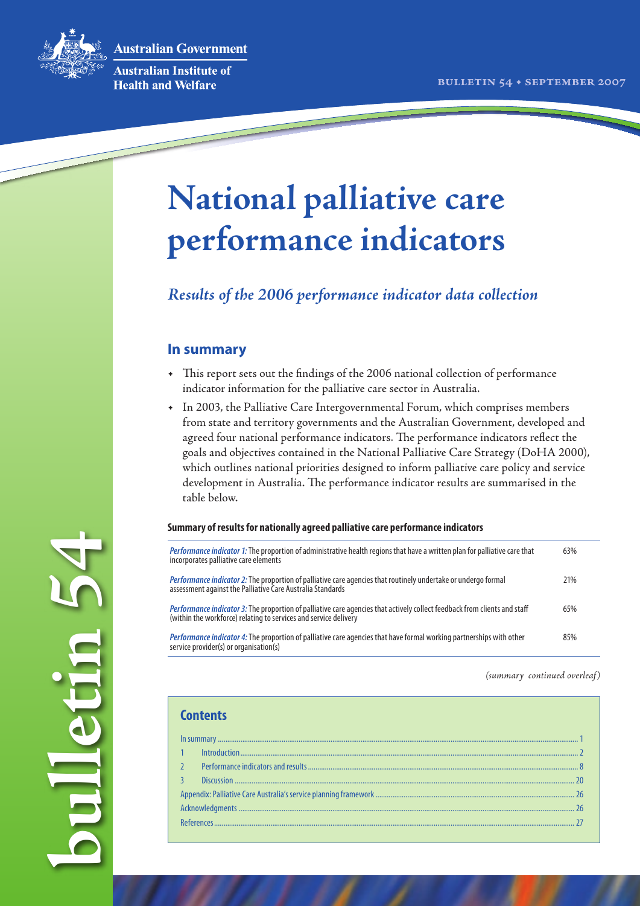Australian Government

Australian Institute of Health and Welfare

BULLETIN 54 • SEPTEMBER 2007

# National palliative care performance indicators

## *Results of the 2006 performance indicator data collection*

### In summary

- This report sets out the findings of the 2006 national collection of performance indicator information for the palliative care sector in Australia.
- In 2003, the Palliative Care Intergovernmental Forum, which comprises members from state and territory governments and the Australian Government, developed and agreed four national performance indicators. The performance indicators reflect the goals and objectives contained in the National Palliative Care Strategy (DoHA 2000), which outlines national priorities designed to inform palliative care policy and service development in Australia. The performance indicator results are summarised in the table below.

**Summary of results for nationally agreed palliative care performance indicators**

| | |
|---|---|
| *Performance indicator 1:* The proportion of administrative health regions that have a written plan for palliative care that incorporates palliative care elements | 63% |
| *Performance indicator 2:* The proportion of palliative care agencies that routinely undertake or undergo formal assessment against the Palliative Care Australia Standards | 21% |
| *Performance indicator 3:* The proportion of palliative care agencies that actively collect feedback from clients and staff (within the workforce) relating to services and service delivery | 65% |
| *Performance indicator 4:* The proportion of palliative care agencies that have formal working partnerships with other service provider(s) or organisation(s) | 85% |

*(summary continued overleaf)*

### Contents

| | |
|---|---|
| In summary | 1 |
| 1 Introduction | 2 |
| 2 Performance indicators and results | 8 |
| 3 Discussion | 20 |
| Appendix: Palliative Care Australia's service planning framework | 26 |
| Acknowledgments | 26 |
| References | 27 |

bulletin 54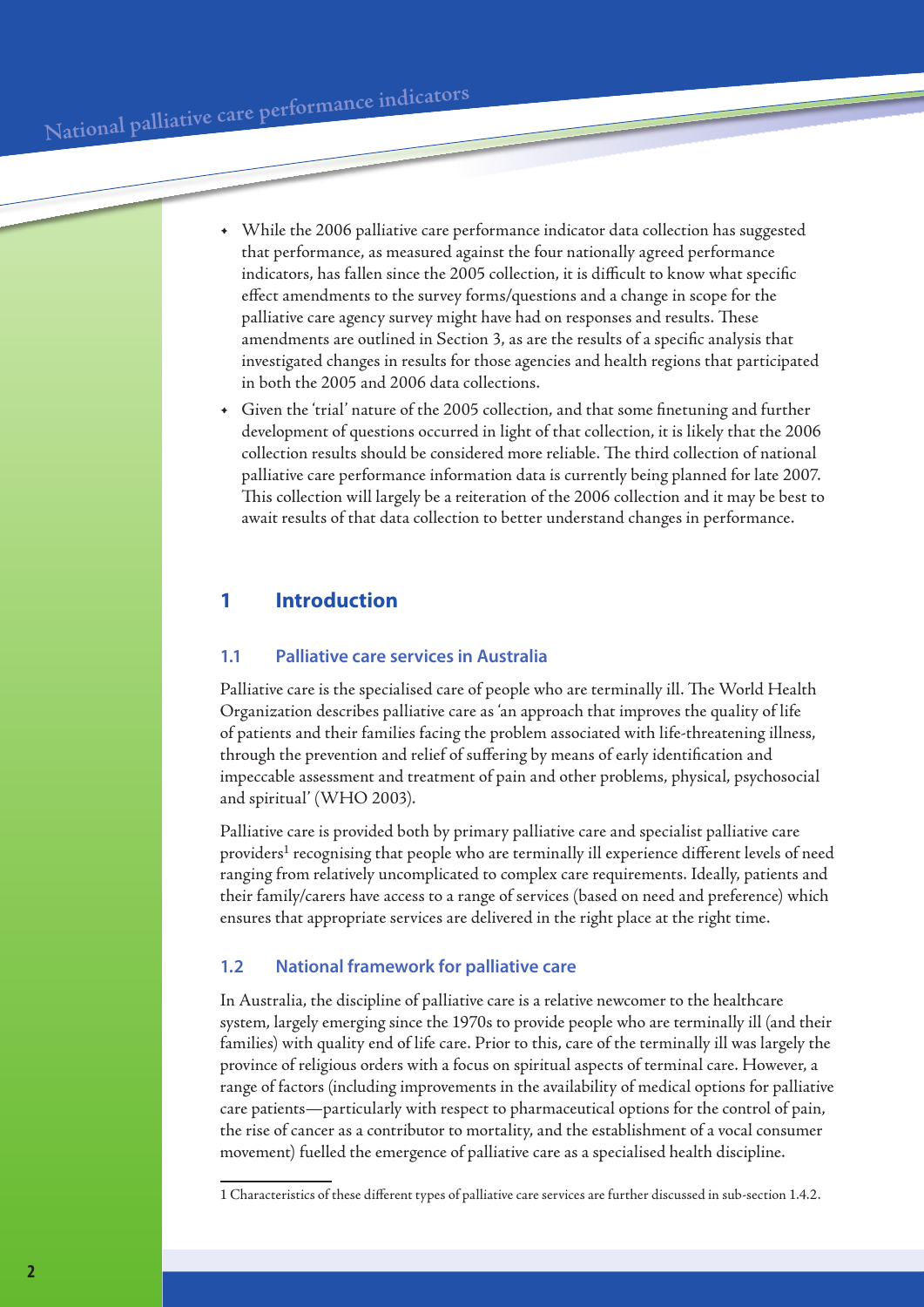- While the 2006 palliative care performance indicator data collection has suggested that performance, as measured against the four nationally agreed performance indicators, has fallen since the 2005 collection, it is difficult to know what specific effect amendments to the survey forms/questions and a change in scope for the palliative care agency survey might have had on responses and results. These amendments are outlined in Section 3, as are the results of a specific analysis that investigated changes in results for those agencies and health regions that participated in both the 2005 and 2006 data collections.
- Given the 'trial' nature of the 2005 collection, and that some finetuning and further development of questions occurred in light of that collection, it is likely that the 2006 collection results should be considered more reliable. The third collection of national palliative care performance information data is currently being planned for late 2007. This collection will largely be a reiteration of the 2006 collection and it may be best to await results of that data collection to better understand changes in performance.

# 1 Introduction

## 1.1 Palliative care services in Australia

Palliative care is the specialised care of people who are terminally ill. The World Health Organization describes palliative care as 'an approach that improves the quality of life of patients and their families facing the problem associated with life-threatening illness, through the prevention and relief of suffering by means of early identification and impeccable assessment and treatment of pain and other problems, physical, psychosocial and spiritual' (WHO 2003).

Palliative care is provided both by primary palliative care and specialist palliative care providers[1] recognising that people who are terminally ill experience different levels of need ranging from relatively uncomplicated to complex care requirements. Ideally, patients and their family/carers have access to a range of services (based on need and preference) which ensures that appropriate services are delivered in the right place at the right time.

## 1.2 National framework for palliative care

In Australia, the discipline of palliative care is a relative newcomer to the healthcare system, largely emerging since the 1970s to provide people who are terminally ill (and their families) with quality end of life care. Prior to this, care of the terminally ill was largely the province of religious orders with a focus on spiritual aspects of terminal care. However, a range of factors (including improvements in the availability of medical options for palliative care patients—particularly with respect to pharmaceutical options for the control of pain, the rise of cancer as a contributor to mortality, and the establishment of a vocal consumer movement) fuelled the emergence of palliative care as a specialised health discipline.

1 Characteristics of these different types of palliative care services are further discussed in sub-section 1.4.2.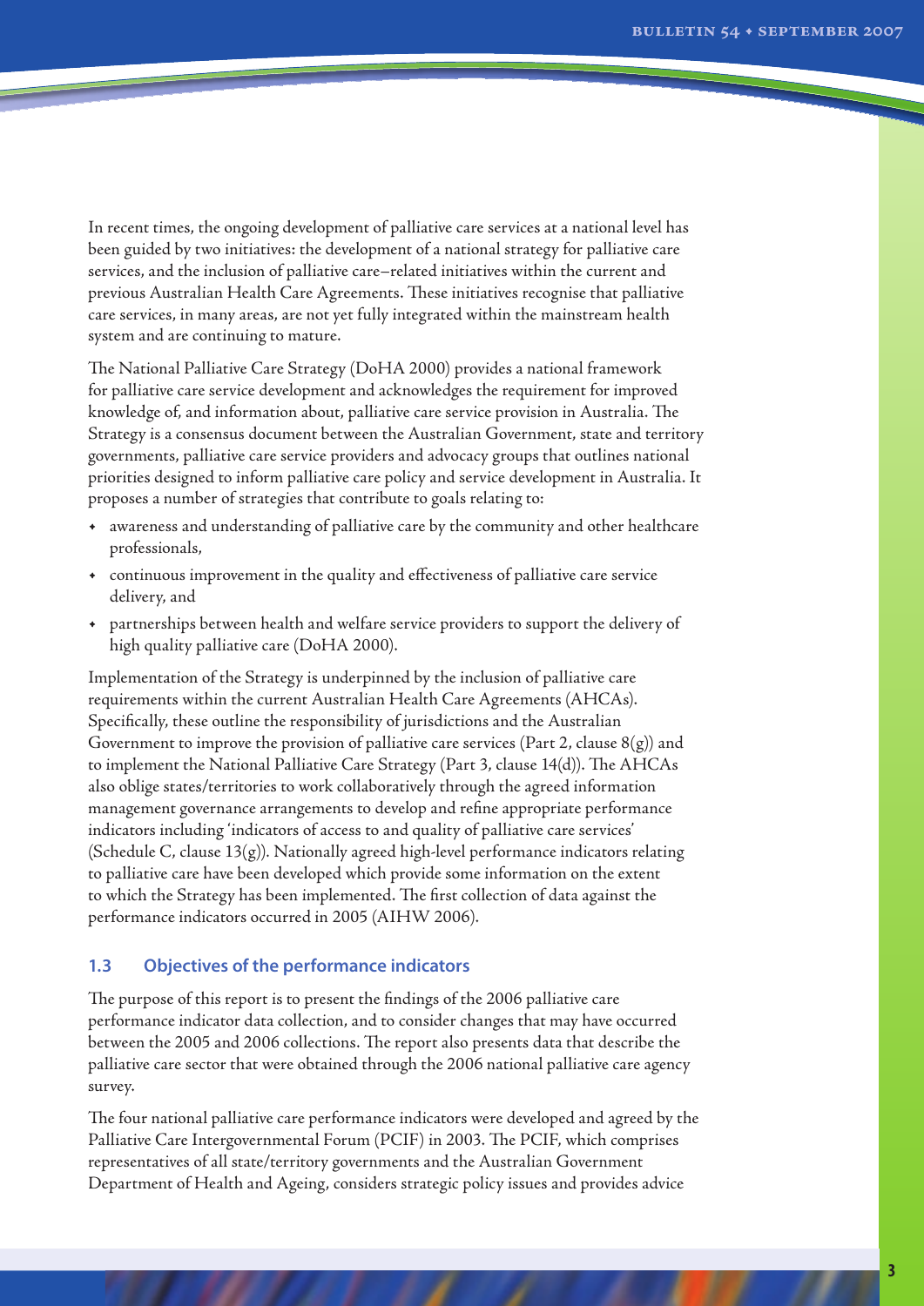In recent times, the ongoing development of palliative care services at a national level has been guided by two initiatives: the development of a national strategy for palliative care services, and the inclusion of palliative care–related initiatives within the current and previous Australian Health Care Agreements. These initiatives recognise that palliative care services, in many areas, are not yet fully integrated within the mainstream health system and are continuing to mature.

The National Palliative Care Strategy (DoHA 2000) provides a national framework for palliative care service development and acknowledges the requirement for improved knowledge of, and information about, palliative care service provision in Australia. The Strategy is a consensus document between the Australian Government, state and territory governments, palliative care service providers and advocacy groups that outlines national priorities designed to inform palliative care policy and service development in Australia. It proposes a number of strategies that contribute to goals relating to:

- awareness and understanding of palliative care by the community and other healthcare professionals,
- continuous improvement in the quality and effectiveness of palliative care service delivery, and
- partnerships between health and welfare service providers to support the delivery of high quality palliative care (DoHA 2000).

Implementation of the Strategy is underpinned by the inclusion of palliative care requirements within the current Australian Health Care Agreements (AHCAs). Specifically, these outline the responsibility of jurisdictions and the Australian Government to improve the provision of palliative care services (Part 2, clause 8(g)) and to implement the National Palliative Care Strategy (Part 3, clause 14(d)). The AHCAs also oblige states/territories to work collaboratively through the agreed information management governance arrangements to develop and refine appropriate performance indicators including 'indicators of access to and quality of palliative care services' (Schedule C, clause 13(g)). Nationally agreed high-level performance indicators relating to palliative care have been developed which provide some information on the extent to which the Strategy has been implemented. The first collection of data against the performance indicators occurred in 2005 (AIHW 2006).

### 1.3 Objectives of the performance indicators

The purpose of this report is to present the findings of the 2006 palliative care performance indicator data collection, and to consider changes that may have occurred between the 2005 and 2006 collections. The report also presents data that describe the palliative care sector that were obtained through the 2006 national palliative care agency survey.

The four national palliative care performance indicators were developed and agreed by the Palliative Care Intergovernmental Forum (PCIF) in 2003. The PCIF, which comprises representatives of all state/territory governments and the Australian Government Department of Health and Ageing, considers strategic policy issues and provides advice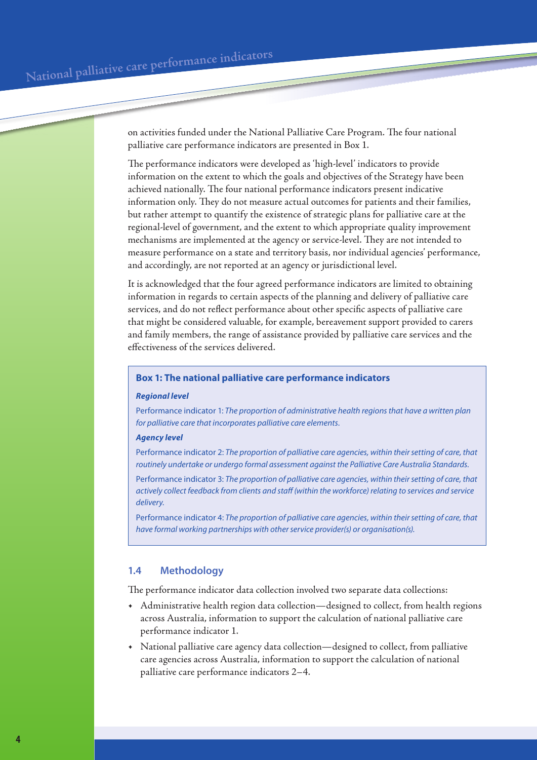on activities funded under the National Palliative Care Program. The four national palliative care performance indicators are presented in Box 1.

The performance indicators were developed as 'high-level' indicators to provide information on the extent to which the goals and objectives of the Strategy have been achieved nationally. The four national performance indicators present indicative information only. They do not measure actual outcomes for patients and their families, but rather attempt to quantify the existence of strategic plans for palliative care at the regional-level of government, and the extent to which appropriate quality improvement mechanisms are implemented at the agency or service-level. They are not intended to measure performance on a state and territory basis, nor individual agencies' performance, and accordingly, are not reported at an agency or jurisdictional level.

It is acknowledged that the four agreed performance indicators are limited to obtaining information in regards to certain aspects of the planning and delivery of palliative care services, and do not reflect performance about other specific aspects of palliative care that might be considered valuable, for example, bereavement support provided to carers and family members, the range of assistance provided by palliative care services and the effectiveness of the services delivered.

> **Box 1: The national palliative care performance indicators**
>
> ***Regional level***
>
> Performance indicator 1: *The proportion of administrative health regions that have a written plan for palliative care that incorporates palliative care elements.*
>
> ***Agency level***
>
> Performance indicator 2: *The proportion of palliative care agencies, within their setting of care, that routinely undertake or undergo formal assessment against the Palliative Care Australia Standards.*
>
> Performance indicator 3: *The proportion of palliative care agencies, within their setting of care, that actively collect feedback from clients and staff (within the workforce) relating to services and service delivery.*
>
> Performance indicator 4: *The proportion of palliative care agencies, within their setting of care, that have formal working partnerships with other service provider(s) or organisation(s).*

### 1.4 Methodology

The performance indicator data collection involved two separate data collections:

- Administrative health region data collection—designed to collect, from health regions across Australia, information to support the calculation of national palliative care performance indicator 1.
- National palliative care agency data collection—designed to collect, from palliative care agencies across Australia, information to support the calculation of national palliative care performance indicators 2–4.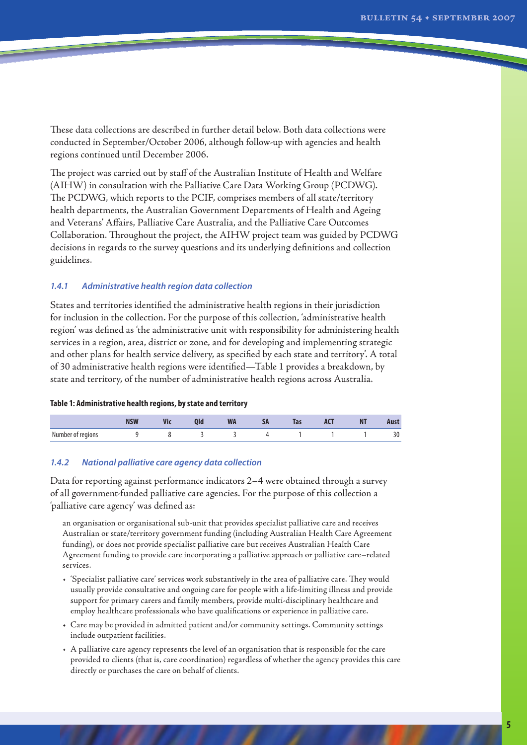These data collections are described in further detail below. Both data collections were conducted in September/October 2006, although follow-up with agencies and health regions continued until December 2006.

The project was carried out by staff of the Australian Institute of Health and Welfare (AIHW) in consultation with the Palliative Care Data Working Group (PCDWG). The PCDWG, which reports to the PCIF, comprises members of all state/territory health departments, the Australian Government Departments of Health and Ageing and Veterans' Affairs, Palliative Care Australia, and the Palliative Care Outcomes Collaboration. Throughout the project, the AIHW project team was guided by PCDWG decisions in regards to the survey questions and its underlying definitions and collection guidelines.

### *1.4.1 Administrative health region data collection*

States and territories identified the administrative health regions in their jurisdiction for inclusion in the collection. For the purpose of this collection, 'administrative health region' was defined as 'the administrative unit with responsibility for administering health services in a region, area, district or zone, and for developing and implementing strategic and other plans for health service delivery, as specified by each state and territory'. A total of 30 administrative health regions were identified—Table 1 provides a breakdown, by state and territory, of the number of administrative health regions across Australia.

**Table 1: Administrative health regions, by state and territory**

| | NSW | Vic | Qld | WA | SA | Tas | ACT | NT | Aust |
|---|---|---|---|---|---|---|---|---|---|
| Number of regions | 9 | 8 | 3 | 3 | 4 | 1 | 1 | 1 | 30 |

### *1.4.2 National palliative care agency data collection*

Data for reporting against performance indicators 2–4 were obtained through a survey of all government-funded palliative care agencies. For the purpose of this collection a 'palliative care agency' was defined as:

> an organisation or organisational sub-unit that provides specialist palliative care and receives Australian or state/territory government funding (including Australian Health Care Agreement funding), or does not provide specialist palliative care but receives Australian Health Care Agreement funding to provide care incorporating a palliative approach or palliative care–related services.

- 'Specialist palliative care' services work substantively in the area of palliative care. They would usually provide consultative and ongoing care for people with a life-limiting illness and provide support for primary carers and family members, provide multi-disciplinary healthcare and employ healthcare professionals who have qualifications or experience in palliative care.
- Care may be provided in admitted patient and/or community settings. Community settings include outpatient facilities.
- A palliative care agency represents the level of an organisation that is responsible for the care provided to clients (that is, care coordination) regardless of whether the agency provides this care directly or purchases the care on behalf of clients.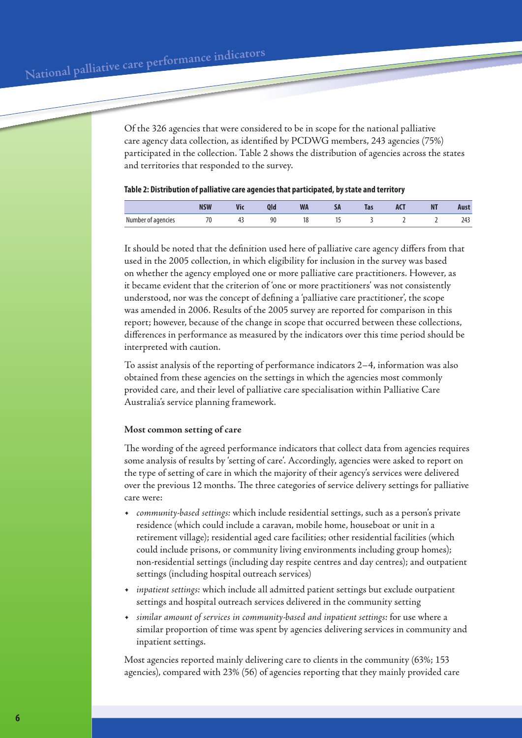Of the 326 agencies that were considered to be in scope for the national palliative care agency data collection, as identified by PCDWG members, 243 agencies (75%) participated in the collection. Table 2 shows the distribution of agencies across the states and territories that responded to the survey.

**Table 2: Distribution of palliative care agencies that participated, by state and territory**

| | NSW | Vic | Qld | WA | SA | Tas | ACT | NT | Aust |
|---|---|---|---|---|---|---|---|---|---|
| Number of agencies | 70 | 43 | 90 | 18 | 15 | 3 | 2 | 2 | 243 |

It should be noted that the definition used here of palliative care agency differs from that used in the 2005 collection, in which eligibility for inclusion in the survey was based on whether the agency employed one or more palliative care practitioners. However, as it became evident that the criterion of 'one or more practitioners' was not consistently understood, nor was the concept of defining a 'palliative care practitioner', the scope was amended in 2006. Results of the 2005 survey are reported for comparison in this report; however, because of the change in scope that occurred between these collections, differences in performance as measured by the indicators over this time period should be interpreted with caution.

To assist analysis of the reporting of performance indicators 2–4, information was also obtained from these agencies on the settings in which the agencies most commonly provided care, and their level of palliative care specialisation within Palliative Care Australia's service planning framework.

### Most common setting of care

The wording of the agreed performance indicators that collect data from agencies requires some analysis of results by 'setting of care'. Accordingly, agencies were asked to report on the type of setting of care in which the majority of their agency's services were delivered over the previous 12 months. The three categories of service delivery settings for palliative care were:

- *community-based settings:* which include residential settings, such as a person's private residence (which could include a caravan, mobile home, houseboat or unit in a retirement village); residential aged care facilities; other residential facilities (which could include prisons, or community living environments including group homes); non-residential settings (including day respite centres and day centres); and outpatient settings (including hospital outreach services)
- *inpatient settings:* which include all admitted patient settings but exclude outpatient settings and hospital outreach services delivered in the community setting
- *similar amount of services in community-based and inpatient settings:* for use where a similar proportion of time was spent by agencies delivering services in community and inpatient settings.

Most agencies reported mainly delivering care to clients in the community (63%; 153 agencies), compared with 23% (56) of agencies reporting that they mainly provided care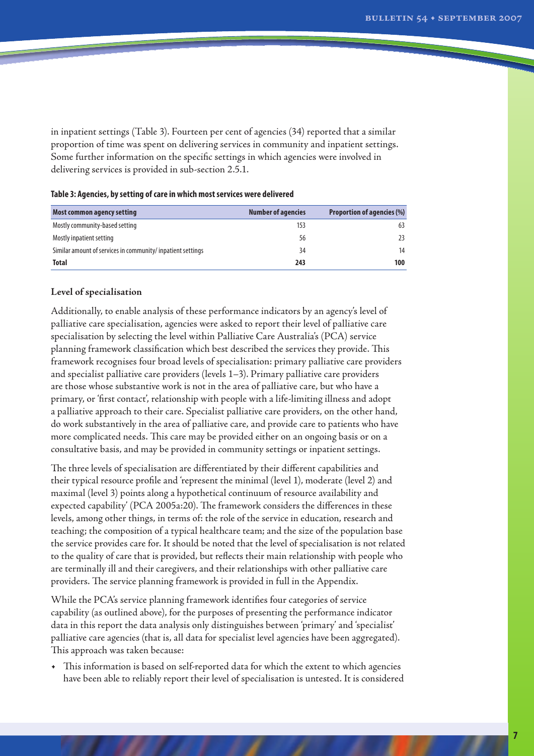in inpatient settings (Table 3). Fourteen per cent of agencies (34) reported that a similar proportion of time was spent on delivering services in community and inpatient settings. Some further information on the specific settings in which agencies were involved in delivering services is provided in sub-section 2.5.1.

**Table 3: Agencies, by setting of care in which most services were delivered**

| Most common agency setting | Number of agencies | Proportion of agencies (%) |
|---|---:|---:|
| Mostly community-based setting | 153 | 63 |
| Mostly inpatient setting | 56 | 23 |
| Similar amount of services in community/ inpatient settings | 34 | 14 |
| **Total** | **243** | **100** |

### Level of specialisation

Additionally, to enable analysis of these performance indicators by an agency's level of palliative care specialisation, agencies were asked to report their level of palliative care specialisation by selecting the level within Palliative Care Australia's (PCA) service planning framework classification which best described the services they provide. This framework recognises four broad levels of specialisation: primary palliative care providers and specialist palliative care providers (levels 1–3). Primary palliative care providers are those whose substantive work is not in the area of palliative care, but who have a primary, or 'first contact', relationship with people with a life-limiting illness and adopt a palliative approach to their care. Specialist palliative care providers, on the other hand, do work substantively in the area of palliative care, and provide care to patients who have more complicated needs. This care may be provided either on an ongoing basis or on a consultative basis, and may be provided in community settings or inpatient settings.

The three levels of specialisation are differentiated by their different capabilities and their typical resource profile and 'represent the minimal (level 1), moderate (level 2) and maximal (level 3) points along a hypothetical continuum of resource availability and expected capability' (PCA 2005a:20). The framework considers the differences in these levels, among other things, in terms of: the role of the service in education, research and teaching; the composition of a typical healthcare team; and the size of the population base the service provides care for. It should be noted that the level of specialisation is not related to the quality of care that is provided, but reflects their main relationship with people who are terminally ill and their caregivers, and their relationships with other palliative care providers. The service planning framework is provided in full in the Appendix.

While the PCA's service planning framework identifies four categories of service capability (as outlined above), for the purposes of presenting the performance indicator data in this report the data analysis only distinguishes between 'primary' and 'specialist' palliative care agencies (that is, all data for specialist level agencies have been aggregated). This approach was taken because:

- This information is based on self-reported data for which the extent to which agencies have been able to reliably report their level of specialisation is untested. It is considered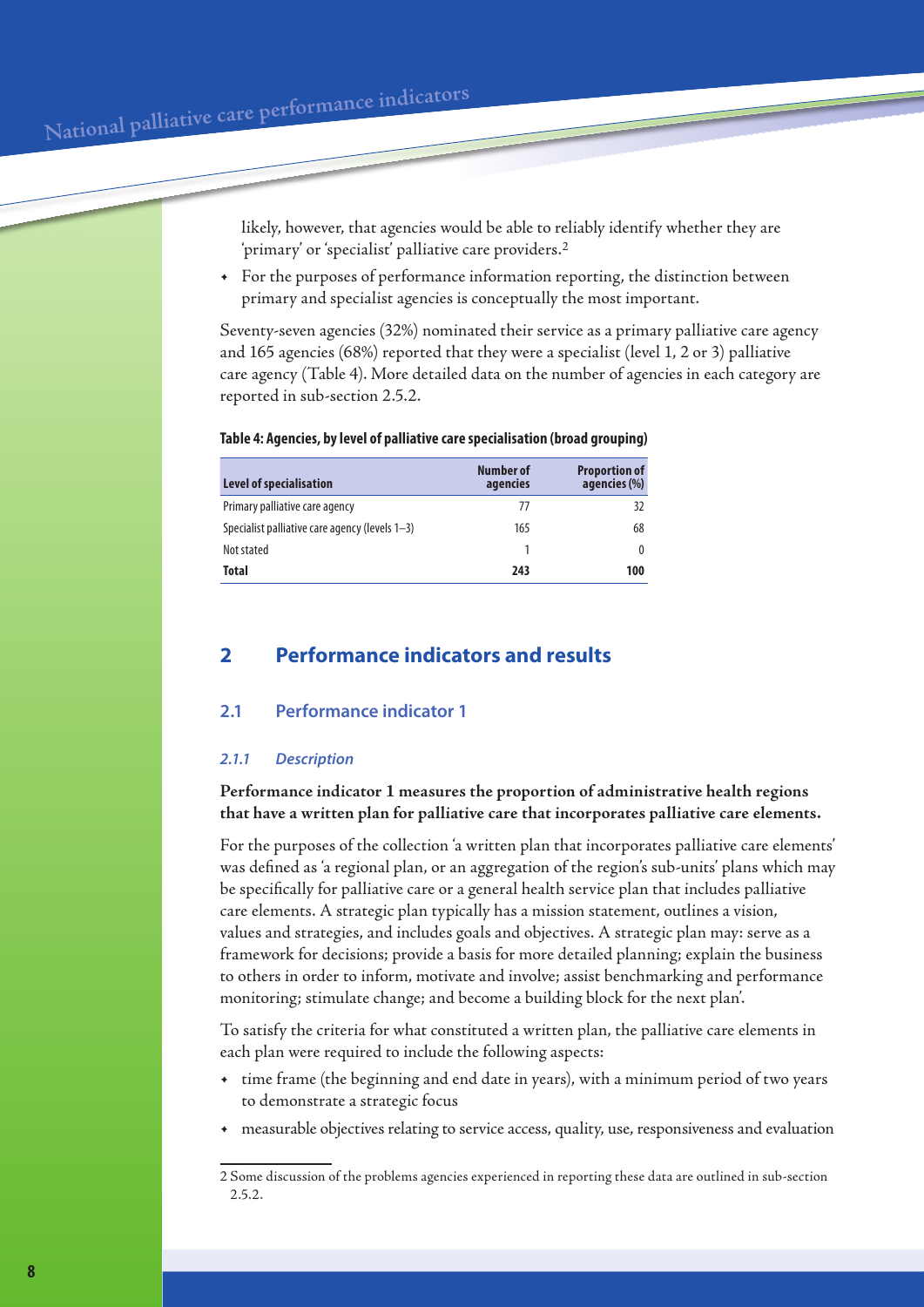likely, however, that agencies would be able to reliably identify whether they are 'primary' or 'specialist' palliative care providers.[2]

- For the purposes of performance information reporting, the distinction between primary and specialist agencies is conceptually the most important.

Seventy-seven agencies (32%) nominated their service as a primary palliative care agency and 165 agencies (68%) reported that they were a specialist (level 1, 2 or 3) palliative care agency (Table 4). More detailed data on the number of agencies in each category are reported in sub-section 2.5.2.

**Table 4: Agencies, by level of palliative care specialisation (broad grouping)**

| Level of specialisation | Number of agencies | Proportion of agencies (%) |
|---|---|---|
| Primary palliative care agency | 77 | 32 |
| Specialist palliative care agency (levels 1–3) | 165 | 68 |
| Not stated | 1 | 0 |
| **Total** | **243** | **100** |

# 2 Performance indicators and results

## 2.1 Performance indicator 1

### *2.1.1 Description*

**Performance indicator 1 measures the proportion of administrative health regions that have a written plan for palliative care that incorporates palliative care elements.**

For the purposes of the collection 'a written plan that incorporates palliative care elements' was defined as 'a regional plan, or an aggregation of the region's sub-units' plans which may be specifically for palliative care or a general health service plan that includes palliative care elements. A strategic plan typically has a mission statement, outlines a vision, values and strategies, and includes goals and objectives. A strategic plan may: serve as a framework for decisions; provide a basis for more detailed planning; explain the business to others in order to inform, motivate and involve; assist benchmarking and performance monitoring; stimulate change; and become a building block for the next plan'.

To satisfy the criteria for what constituted a written plan, the palliative care elements in each plan were required to include the following aspects:

- time frame (the beginning and end date in years), with a minimum period of two years to demonstrate a strategic focus
- measurable objectives relating to service access, quality, use, responsiveness and evaluation

---

2 Some discussion of the problems agencies experienced in reporting these data are outlined in sub-section 2.5.2.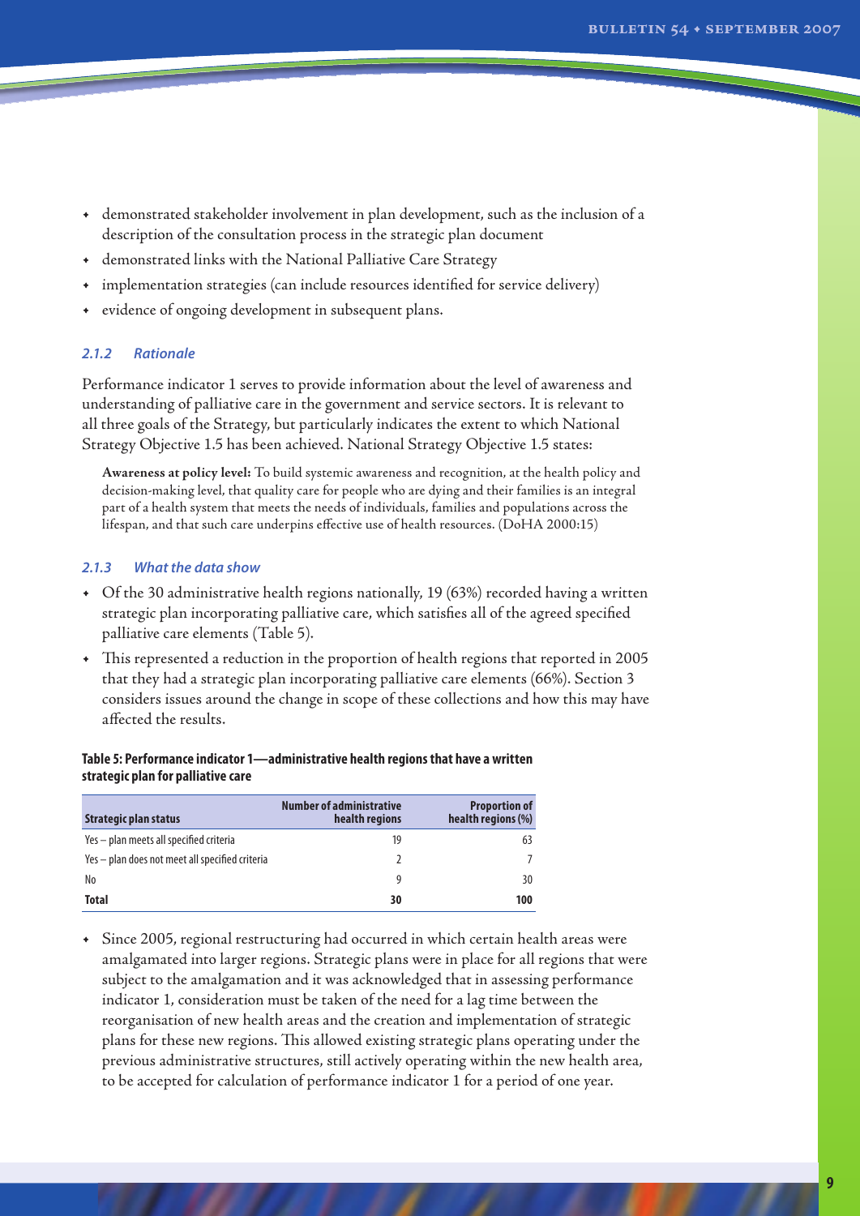- demonstrated stakeholder involvement in plan development, such as the inclusion of a description of the consultation process in the strategic plan document
- demonstrated links with the National Palliative Care Strategy
- implementation strategies (can include resources identified for service delivery)
- evidence of ongoing development in subsequent plans.

### *2.1.2 Rationale*

Performance indicator 1 serves to provide information about the level of awareness and understanding of palliative care in the government and service sectors. It is relevant to all three goals of the Strategy, but particularly indicates the extent to which National Strategy Objective 1.5 has been achieved. National Strategy Objective 1.5 states:

> **Awareness at policy level:** To build systemic awareness and recognition, at the health policy and decision-making level, that quality care for people who are dying and their families is an integral part of a health system that meets the needs of individuals, families and populations across the lifespan, and that such care underpins effective use of health resources. (DoHA 2000:15)

### *2.1.3 What the data show*

- Of the 30 administrative health regions nationally, 19 (63%) recorded having a written strategic plan incorporating palliative care, which satisfies all of the agreed specified palliative care elements (Table 5).
- This represented a reduction in the proportion of health regions that reported in 2005 that they had a strategic plan incorporating palliative care elements (66%). Section 3 considers issues around the change in scope of these collections and how this may have affected the results.

**Table 5: Performance indicator 1—administrative health regions that have a written strategic plan for palliative care**

| Strategic plan status | Number of administrative health regions | Proportion of health regions (%) |
|---|---:|---:|
| Yes – plan meets all specified criteria | 19 | 63 |
| Yes – plan does not meet all specified criteria | 2 | 7 |
| No | 9 | 30 |
| **Total** | **30** | **100** |

- Since 2005, regional restructuring had occurred in which certain health areas were amalgamated into larger regions. Strategic plans were in place for all regions that were subject to the amalgamation and it was acknowledged that in assessing performance indicator 1, consideration must be taken of the need for a lag time between the reorganisation of new health areas and the creation and implementation of strategic plans for these new regions. This allowed existing strategic plans operating under the previous administrative structures, still actively operating within the new health area, to be accepted for calculation of performance indicator 1 for a period of one year.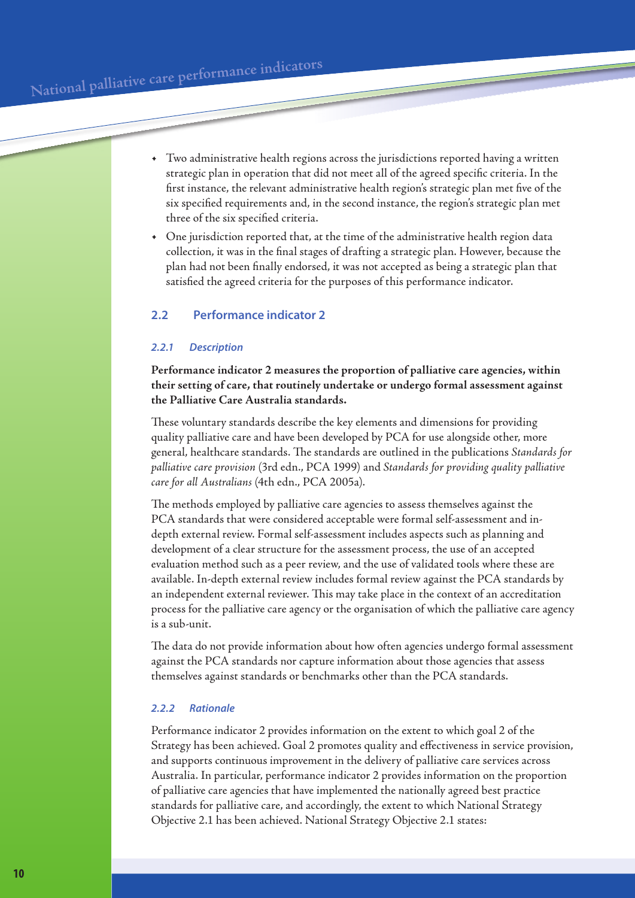- Two administrative health regions across the jurisdictions reported having a written strategic plan in operation that did not meet all of the agreed specific criteria. In the first instance, the relevant administrative health region's strategic plan met five of the six specified requirements and, in the second instance, the region's strategic plan met three of the six specified criteria.
- One jurisdiction reported that, at the time of the administrative health region data collection, it was in the final stages of drafting a strategic plan. However, because the plan had not been finally endorsed, it was not accepted as being a strategic plan that satisfied the agreed criteria for the purposes of this performance indicator.

## 2.2 Performance indicator 2

### 2.2.1 Description

**Performance indicator 2 measures the proportion of palliative care agencies, within their setting of care, that routinely undertake or undergo formal assessment against the Palliative Care Australia standards.**

These voluntary standards describe the key elements and dimensions for providing quality palliative care and have been developed by PCA for use alongside other, more general, healthcare standards. The standards are outlined in the publications *Standards for palliative care provision* (3rd edn., PCA 1999) and *Standards for providing quality palliative care for all Australians* (4th edn., PCA 2005a).

The methods employed by palliative care agencies to assess themselves against the PCA standards that were considered acceptable were formal self-assessment and in-depth external review. Formal self-assessment includes aspects such as planning and development of a clear structure for the assessment process, the use of an accepted evaluation method such as a peer review, and the use of validated tools where these are available. In-depth external review includes formal review against the PCA standards by an independent external reviewer. This may take place in the context of an accreditation process for the palliative care agency or the organisation of which the palliative care agency is a sub-unit.

The data do not provide information about how often agencies undergo formal assessment against the PCA standards nor capture information about those agencies that assess themselves against standards or benchmarks other than the PCA standards.

### 2.2.2 Rationale

Performance indicator 2 provides information on the extent to which goal 2 of the Strategy has been achieved. Goal 2 promotes quality and effectiveness in service provision, and supports continuous improvement in the delivery of palliative care services across Australia. In particular, performance indicator 2 provides information on the proportion of palliative care agencies that have implemented the nationally agreed best practice standards for palliative care, and accordingly, the extent to which National Strategy Objective 2.1 has been achieved. National Strategy Objective 2.1 states: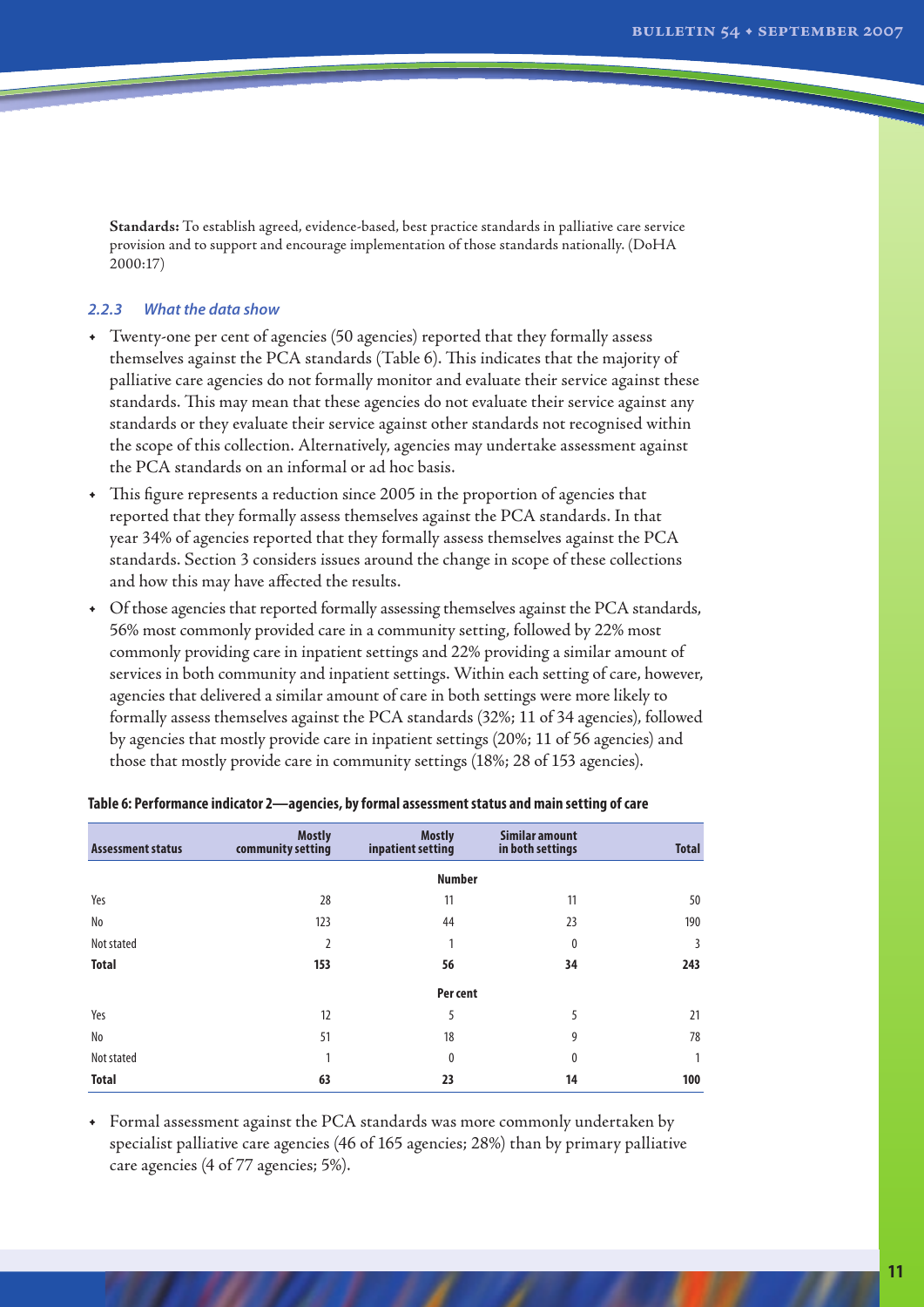**Standards:** To establish agreed, evidence-based, best practice standards in palliative care service provision and to support and encourage implementation of those standards nationally. (DoHA 2000:17)

### *2.2.3 What the data show*

- Twenty-one per cent of agencies (50 agencies) reported that they formally assess themselves against the PCA standards (Table 6). This indicates that the majority of palliative care agencies do not formally monitor and evaluate their service against these standards. This may mean that these agencies do not evaluate their service against any standards or they evaluate their service against other standards not recognised within the scope of this collection. Alternatively, agencies may undertake assessment against the PCA standards on an informal or ad hoc basis.
- This figure represents a reduction since 2005 in the proportion of agencies that reported that they formally assess themselves against the PCA standards. In that year 34% of agencies reported that they formally assess themselves against the PCA standards. Section 3 considers issues around the change in scope of these collections and how this may have affected the results.
- Of those agencies that reported formally assessing themselves against the PCA standards, 56% most commonly provided care in a community setting, followed by 22% most commonly providing care in inpatient settings and 22% providing a similar amount of services in both community and inpatient settings. Within each setting of care, however, agencies that delivered a similar amount of care in both settings were more likely to formally assess themselves against the PCA standards (32%; 11 of 34 agencies), followed by agencies that mostly provide care in inpatient settings (20%; 11 of 56 agencies) and those that mostly provide care in community settings (18%; 28 of 153 agencies).

**Table 6: Performance indicator 2—agencies, by formal assessment status and main setting of care**

| Assessment status | Mostly community setting | Mostly inpatient setting | Similar amount in both settings | Total |
|---|---|---|---|---|
| | | **Number** | | |
| Yes | 28 | 11 | 11 | 50 |
| No | 123 | 44 | 23 | 190 |
| Not stated | 2 | 1 | 0 | 3 |
| **Total** | **153** | **56** | **34** | **243** |
| | | **Per cent** | | |
| Yes | 12 | 5 | 5 | 21 |
| No | 51 | 18 | 9 | 78 |
| Not stated | 1 | 0 | 0 | 1 |
| **Total** | **63** | **23** | **14** | **100** |

- Formal assessment against the PCA standards was more commonly undertaken by specialist palliative care agencies (46 of 165 agencies; 28%) than by primary palliative care agencies (4 of 77 agencies; 5%).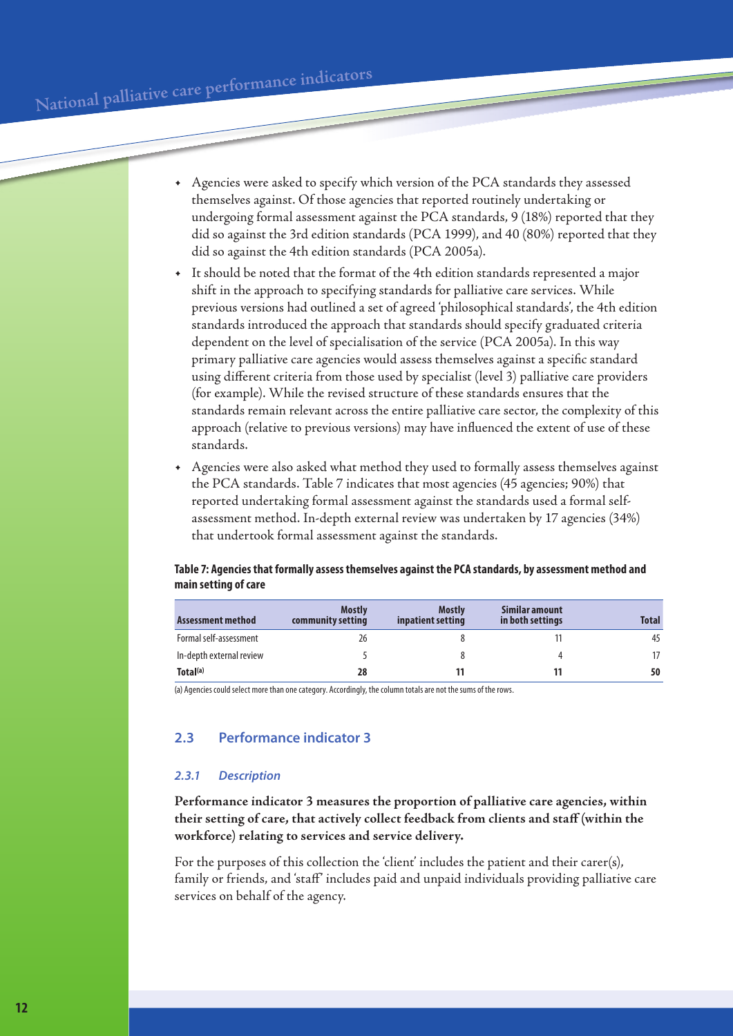- Agencies were asked to specify which version of the PCA standards they assessed themselves against. Of those agencies that reported routinely undertaking or undergoing formal assessment against the PCA standards, 9 (18%) reported that they did so against the 3rd edition standards (PCA 1999), and 40 (80%) reported that they did so against the 4th edition standards (PCA 2005a).
- It should be noted that the format of the 4th edition standards represented a major shift in the approach to specifying standards for palliative care services. While previous versions had outlined a set of agreed 'philosophical standards', the 4th edition standards introduced the approach that standards should specify graduated criteria dependent on the level of specialisation of the service (PCA 2005a). In this way primary palliative care agencies would assess themselves against a specific standard using different criteria from those used by specialist (level 3) palliative care providers (for example). While the revised structure of these standards ensures that the standards remain relevant across the entire palliative care sector, the complexity of this approach (relative to previous versions) may have influenced the extent of use of these standards.
- Agencies were also asked what method they used to formally assess themselves against the PCA standards. Table 7 indicates that most agencies (45 agencies; 90%) that reported undertaking formal assessment against the standards used a formal self-assessment method. In-depth external review was undertaken by 17 agencies (34%) that undertook formal assessment against the standards.

**Table 7: Agencies that formally assess themselves against the PCA standards, by assessment method and main setting of care**

| Assessment method | Mostly community setting | Mostly inpatient setting | Similar amount in both settings | Total |
|---|---|---|---|---|
| Formal self-assessment | 26 | 8 | 11 | 45 |
| In-depth external review | 5 | 8 | 4 | 17 |
| **Total[(a)]** | **28** | **11** | **11** | **50** |

(a) Agencies could select more than one category. Accordingly, the column totals are not the sums of the rows.

## 2.3 Performance indicator 3

### *2.3.1 Description*

**Performance indicator 3 measures the proportion of palliative care agencies, within their setting of care, that actively collect feedback from clients and staff (within the workforce) relating to services and service delivery.**

For the purposes of this collection the 'client' includes the patient and their carer(s), family or friends, and 'staff' includes paid and unpaid individuals providing palliative care services on behalf of the agency.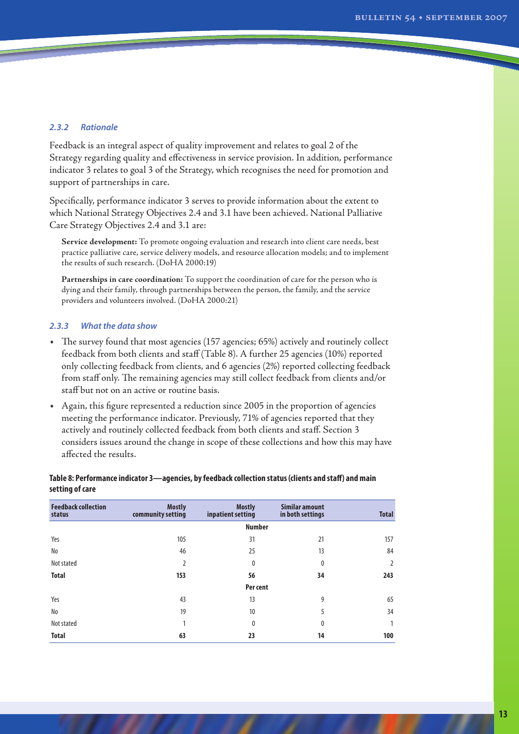### *2.3.2 Rationale*

Feedback is an integral aspect of quality improvement and relates to goal 2 of the Strategy regarding quality and effectiveness in service provision. In addition, performance indicator 3 relates to goal 3 of the Strategy, which recognises the need for promotion and support of partnerships in care.

Specifically, performance indicator 3 serves to provide information about the extent to which National Strategy Objectives 2.4 and 3.1 have been achieved. National Palliative Care Strategy Objectives 2.4 and 3.1 are:

> **Service development:** To promote ongoing evaluation and research into client care needs, best practice palliative care, service delivery models, and resource allocation models; and to implement the results of such research. (DoHA 2000:19)
>
> **Partnerships in care coordination:** To support the coordination of care for the person who is dying and their family, through partnerships between the person, the family, and the service providers and volunteers involved. (DoHA 2000:21)

### *2.3.3 What the data show*

- The survey found that most agencies (157 agencies; 65%) actively and routinely collect feedback from both clients and staff (Table 8). A further 25 agencies (10%) reported only collecting feedback from clients, and 6 agencies (2%) reported collecting feedback from staff only. The remaining agencies may still collect feedback from clients and/or staff but not on an active or routine basis.
- Again, this figure represented a reduction since 2005 in the proportion of agencies meeting the performance indicator. Previously, 71% of agencies reported that they actively and routinely collected feedback from both clients and staff. Section 3 considers issues around the change in scope of these collections and how this may have affected the results.

**Table 8: Performance indicator 3—agencies, by feedback collection status (clients and staff) and main setting of care**

| Feedback collection status | Mostly community setting | Mostly inpatient setting | Similar amount in both settings | Total |
|---|---|---|---|---|
| | | **Number** | | |
| Yes | 105 | 31 | 21 | 157 |
| No | 46 | 25 | 13 | 84 |
| Not stated | 2 | 0 | 0 | 2 |
| **Total** | **153** | **56** | **34** | **243** |
| | | **Per cent** | | |
| Yes | 43 | 13 | 9 | 65 |
| No | 19 | 10 | 5 | 34 |
| Not stated | 1 | 0 | 0 | 1 |
| **Total** | **63** | **23** | **14** | **100** |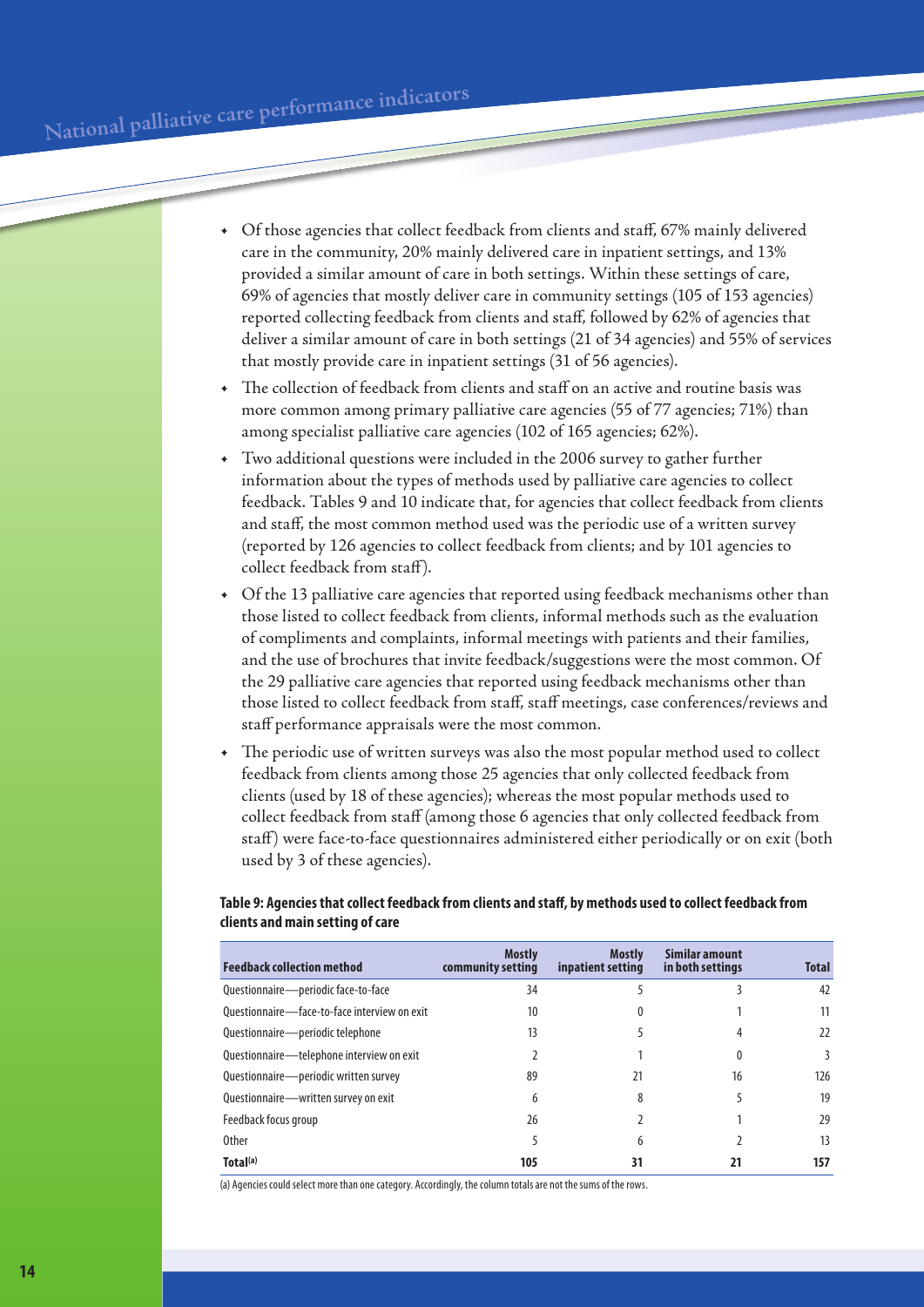- Of those agencies that collect feedback from clients and staff, 67% mainly delivered care in the community, 20% mainly delivered care in inpatient settings, and 13% provided a similar amount of care in both settings. Within these settings of care, 69% of agencies that mostly deliver care in community settings (105 of 153 agencies) reported collecting feedback from clients and staff, followed by 62% of agencies that deliver a similar amount of care in both settings (21 of 34 agencies) and 55% of services that mostly provide care in inpatient settings (31 of 56 agencies).
- The collection of feedback from clients and staff on an active and routine basis was more common among primary palliative care agencies (55 of 77 agencies; 71%) than among specialist palliative care agencies (102 of 165 agencies; 62%).
- Two additional questions were included in the 2006 survey to gather further information about the types of methods used by palliative care agencies to collect feedback. Tables 9 and 10 indicate that, for agencies that collect feedback from clients and staff, the most common method used was the periodic use of a written survey (reported by 126 agencies to collect feedback from clients; and by 101 agencies to collect feedback from staff).
- Of the 13 palliative care agencies that reported using feedback mechanisms other than those listed to collect feedback from clients, informal methods such as the evaluation of compliments and complaints, informal meetings with patients and their families, and the use of brochures that invite feedback/suggestions were the most common. Of the 29 palliative care agencies that reported using feedback mechanisms other than those listed to collect feedback from staff, staff meetings, case conferences/reviews and staff performance appraisals were the most common.
- The periodic use of written surveys was also the most popular method used to collect feedback from clients among those 25 agencies that only collected feedback from clients (used by 18 of these agencies); whereas the most popular methods used to collect feedback from staff (among those 6 agencies that only collected feedback from staff) were face-to-face questionnaires administered either periodically or on exit (both used by 3 of these agencies).

**Table 9: Agencies that collect feedback from clients and staff, by methods used to collect feedback from clients and main setting of care**

| Feedback collection method | Mostly community setting | Mostly inpatient setting | Similar amount in both settings | Total |
|---|---|---|---|---|
| Questionnaire—periodic face-to-face | 34 | 5 | 3 | 42 |
| Questionnaire—face-to-face interview on exit | 10 | 0 | 1 | 11 |
| Questionnaire—periodic telephone | 13 | 5 | 4 | 22 |
| Questionnaire—telephone interview on exit | 2 | 1 | 0 | 3 |
| Questionnaire—periodic written survey | 89 | 21 | 16 | 126 |
| Questionnaire—written survey on exit | 6 | 8 | 5 | 19 |
| Feedback focus group | 26 | 2 | 1 | 29 |
| Other | 5 | 6 | 2 | 13 |
| **Total[(a)]** | **105** | **31** | **21** | **157** |

(a) Agencies could select more than one category. Accordingly, the column totals are not the sums of the rows.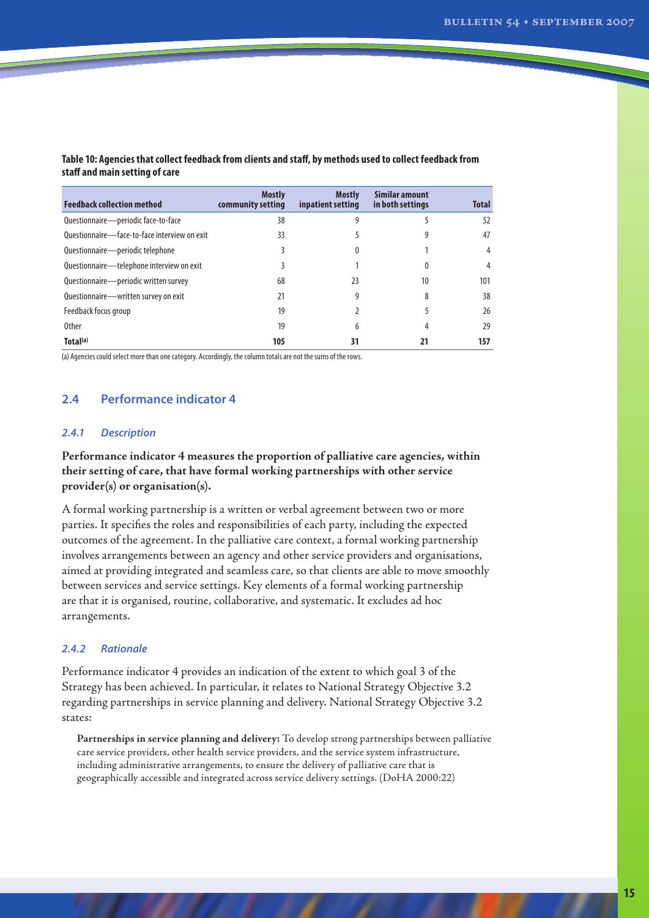**Table 10: Agencies that collect feedback from clients and staff, by methods used to collect feedback from staff and main setting of care**

| Feedback collection method | Mostly community setting | Mostly inpatient setting | Similar amount in both settings | Total |
|---|---|---|---|---|
| Questionnaire—periodic face-to-face | 38 | 9 | 5 | 52 |
| Questionnaire—face-to-face interview on exit | 33 | 5 | 9 | 47 |
| Questionnaire—periodic telephone | 3 | 0 | 1 | 4 |
| Questionnaire—telephone interview on exit | 3 | 1 | 0 | 4 |
| Questionnaire—periodic written survey | 68 | 23 | 10 | 101 |
| Questionnaire—written survey on exit | 21 | 9 | 8 | 38 |
| Feedback focus group | 19 | 2 | 5 | 26 |
| Other | 19 | 6 | 4 | 29 |
| **Total[(a)]** | **105** | **31** | **21** | **157** |

(a) Agencies could select more than one category. Accordingly, the column totals are not the sums of the rows.

## 2.4 Performance indicator 4

### *2.4.1 Description*

**Performance indicator 4 measures the proportion of palliative care agencies, within their setting of care, that have formal working partnerships with other service provider(s) or organisation(s).**

A formal working partnership is a written or verbal agreement between two or more parties. It specifies the roles and responsibilities of each party, including the expected outcomes of the agreement. In the palliative care context, a formal working partnership involves arrangements between an agency and other service providers and organisations, aimed at providing integrated and seamless care, so that clients are able to move smoothly between services and service settings. Key elements of a formal working partnership are that it is organised, routine, collaborative, and systematic. It excludes ad hoc arrangements.

### *2.4.2 Rationale*

Performance indicator 4 provides an indication of the extent to which goal 3 of the Strategy has been achieved. In particular, it relates to National Strategy Objective 3.2 regarding partnerships in service planning and delivery. National Strategy Objective 3.2 states:

> **Partnerships in service planning and delivery:** To develop strong partnerships between palliative care service providers, other health service providers, and the service system infrastructure, including administrative arrangements, to ensure the delivery of palliative care that is geographically accessible and integrated across service delivery settings. (DoHA 2000:22)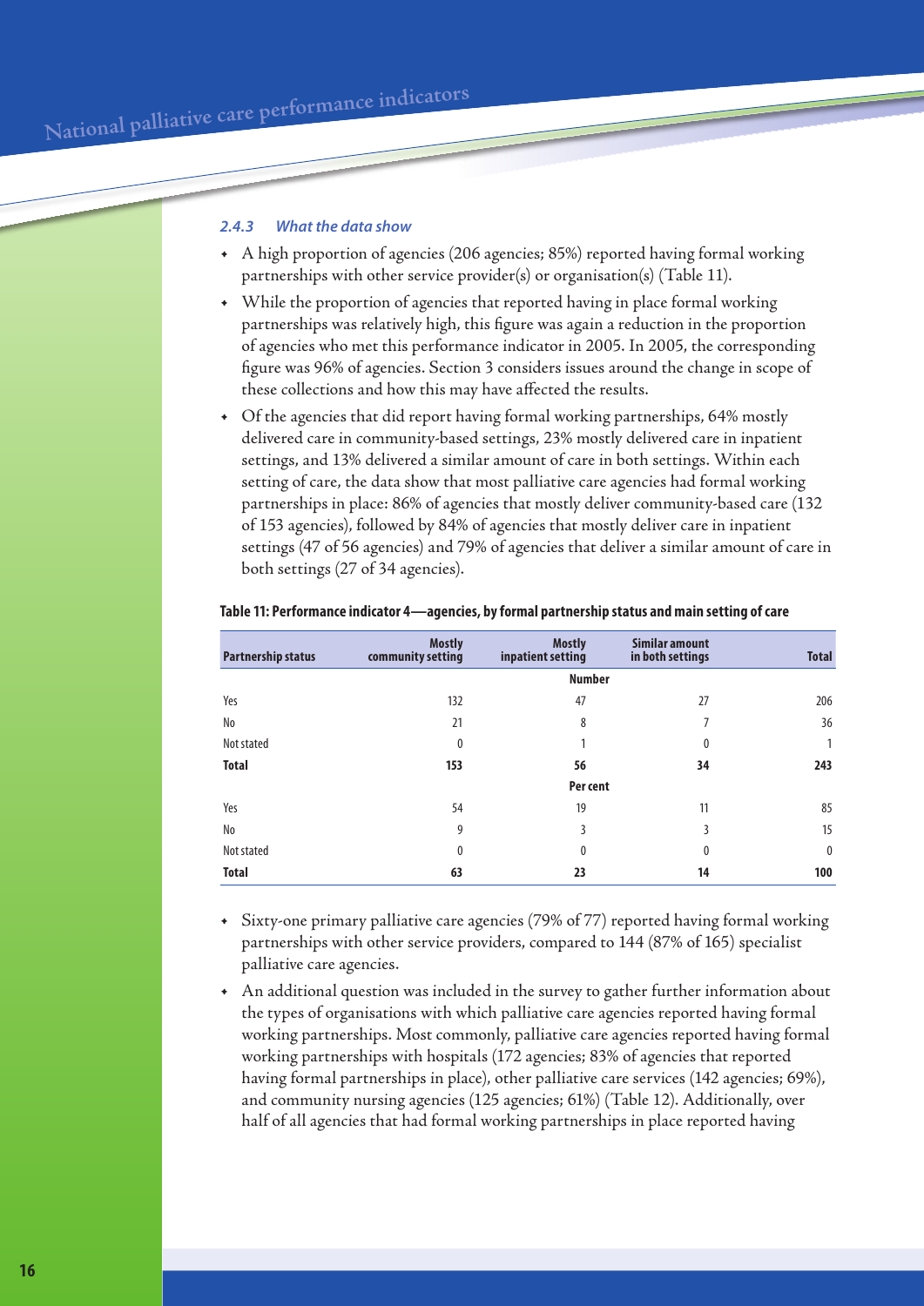### 2.4.3 *What the data show*

- A high proportion of agencies (206 agencies; 85%) reported having formal working partnerships with other service provider(s) or organisation(s) (Table 11).
- While the proportion of agencies that reported having in place formal working partnerships was relatively high, this figure was again a reduction in the proportion of agencies who met this performance indicator in 2005. In 2005, the corresponding figure was 96% of agencies. Section 3 considers issues around the change in scope of these collections and how this may have affected the results.
- Of the agencies that did report having formal working partnerships, 64% mostly delivered care in community-based settings, 23% mostly delivered care in inpatient settings, and 13% delivered a similar amount of care in both settings. Within each setting of care, the data show that most palliative care agencies had formal working partnerships in place: 86% of agencies that mostly deliver community-based care (132 of 153 agencies), followed by 84% of agencies that mostly deliver care in inpatient settings (47 of 56 agencies) and 79% of agencies that deliver a similar amount of care in both settings (27 of 34 agencies).

**Table 11: Performance indicator 4—agencies, by formal partnership status and main setting of care**

| Partnership status | Mostly community setting | Mostly inpatient setting | Similar amount in both settings | Total |
|---|---|---|---|---|
| | | **Number** | | |
| Yes | 132 | 47 | 27 | 206 |
| No | 21 | 8 | 7 | 36 |
| Not stated | 0 | 1 | 0 | 1 |
| **Total** | **153** | **56** | **34** | **243** |
| | | **Per cent** | | |
| Yes | 54 | 19 | 11 | 85 |
| No | 9 | 3 | 3 | 15 |
| Not stated | 0 | 0 | 0 | 0 |
| **Total** | **63** | **23** | **14** | **100** |

- Sixty-one primary palliative care agencies (79% of 77) reported having formal working partnerships with other service providers, compared to 144 (87% of 165) specialist palliative care agencies.
- An additional question was included in the survey to gather further information about the types of organisations with which palliative care agencies reported having formal working partnerships. Most commonly, palliative care agencies reported having formal working partnerships with hospitals (172 agencies; 83% of agencies that reported having formal partnerships in place), other palliative care services (142 agencies; 69%), and community nursing agencies (125 agencies; 61%) (Table 12). Additionally, over half of all agencies that had formal working partnerships in place reported having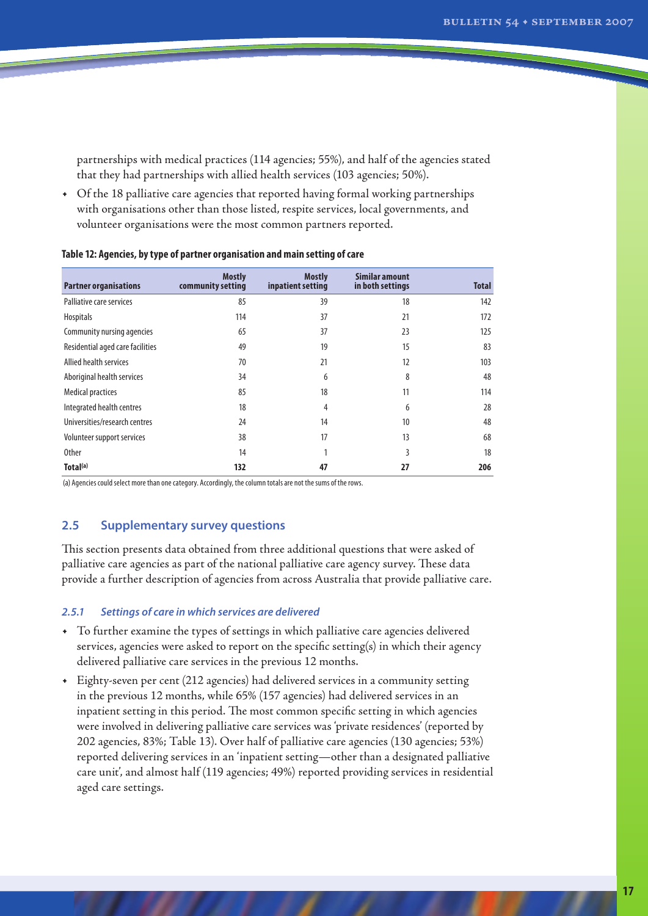partnerships with medical practices (114 agencies; 55%), and half of the agencies stated that they had partnerships with allied health services (103 agencies; 50%).

- Of the 18 palliative care agencies that reported having formal working partnerships with organisations other than those listed, respite services, local governments, and volunteer organisations were the most common partners reported.

**Table 12: Agencies, by type of partner organisation and main setting of care**

| Partner organisations | Mostly community setting | Mostly inpatient setting | Similar amount in both settings | Total |
|---|---|---|---|---|
| Palliative care services | 85 | 39 | 18 | 142 |
| Hospitals | 114 | 37 | 21 | 172 |
| Community nursing agencies | 65 | 37 | 23 | 125 |
| Residential aged care facilities | 49 | 19 | 15 | 83 |
| Allied health services | 70 | 21 | 12 | 103 |
| Aboriginal health services | 34 | 6 | 8 | 48 |
| Medical practices | 85 | 18 | 11 | 114 |
| Integrated health centres | 18 | 4 | 6 | 28 |
| Universities/research centres | 24 | 14 | 10 | 48 |
| Volunteer support services | 38 | 17 | 13 | 68 |
| Other | 14 | 1 | 3 | 18 |
| **Total[(a)]** | **132** | **47** | **27** | **206** |

(a) Agencies could select more than one category. Accordingly, the column totals are not the sums of the rows.

## 2.5 Supplementary survey questions

This section presents data obtained from three additional questions that were asked of palliative care agencies as part of the national palliative care agency survey. These data provide a further description of agencies from across Australia that provide palliative care.

### *2.5.1 Settings of care in which services are delivered*

- To further examine the types of settings in which palliative care agencies delivered services, agencies were asked to report on the specific setting(s) in which their agency delivered palliative care services in the previous 12 months.
- Eighty-seven per cent (212 agencies) had delivered services in a community setting in the previous 12 months, while 65% (157 agencies) had delivered services in an inpatient setting in this period. The most common specific setting in which agencies were involved in delivering palliative care services was 'private residences' (reported by 202 agencies, 83%; Table 13). Over half of palliative care agencies (130 agencies; 53%) reported delivering services in an 'inpatient setting—other than a designated palliative care unit', and almost half (119 agencies; 49%) reported providing services in residential aged care settings.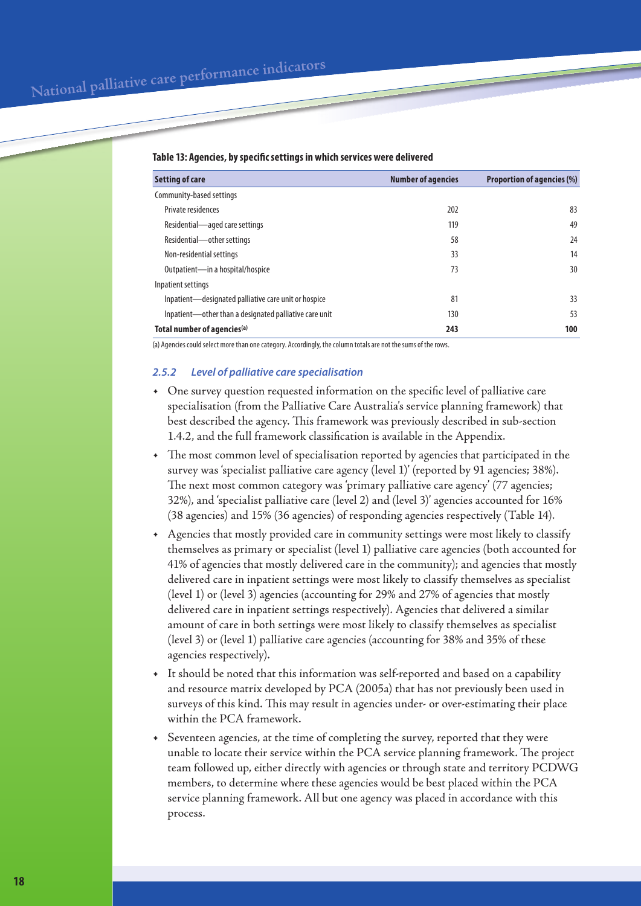**Table 13: Agencies, by specific settings in which services were delivered**

| Setting of care | Number of agencies | Proportion of agencies (%) |
|---|---|---|
| Community-based settings | | |
| Private residences | 202 | 83 |
| Residential—aged care settings | 119 | 49 |
| Residential—other settings | 58 | 24 |
| Non-residential settings | 33 | 14 |
| Outpatient—in a hospital/hospice | 73 | 30 |
| Inpatient settings | | |
| Inpatient—designated palliative care unit or hospice | 81 | 33 |
| Inpatient—other than a designated palliative care unit | 130 | 53 |
| **Total number of agencies[(a)]** | **243** | **100** |

(a) Agencies could select more than one category. Accordingly, the column totals are not the sums of the rows.

### *2.5.2 Level of palliative care specialisation*

- One survey question requested information on the specific level of palliative care specialisation (from the Palliative Care Australia's service planning framework) that best described the agency. This framework was previously described in sub-section 1.4.2, and the full framework classification is available in the Appendix.
- The most common level of specialisation reported by agencies that participated in the survey was 'specialist palliative care agency (level 1)' (reported by 91 agencies; 38%). The next most common category was 'primary palliative care agency' (77 agencies; 32%), and 'specialist palliative care (level 2) and (level 3)' agencies accounted for 16% (38 agencies) and 15% (36 agencies) of responding agencies respectively (Table 14).
- Agencies that mostly provided care in community settings were most likely to classify themselves as primary or specialist (level 1) palliative care agencies (both accounted for 41% of agencies that mostly delivered care in the community); and agencies that mostly delivered care in inpatient settings were most likely to classify themselves as specialist (level 1) or (level 3) agencies (accounting for 29% and 27% of agencies that mostly delivered care in inpatient settings respectively). Agencies that delivered a similar amount of care in both settings were most likely to classify themselves as specialist (level 3) or (level 1) palliative care agencies (accounting for 38% and 35% of these agencies respectively).
- It should be noted that this information was self-reported and based on a capability and resource matrix developed by PCA (2005a) that has not previously been used in surveys of this kind. This may result in agencies under- or over-estimating their place within the PCA framework.
- Seventeen agencies, at the time of completing the survey, reported that they were unable to locate their service within the PCA service planning framework. The project team followed up, either directly with agencies or through state and territory PCDWG members, to determine where these agencies would be best placed within the PCA service planning framework. All but one agency was placed in accordance with this process.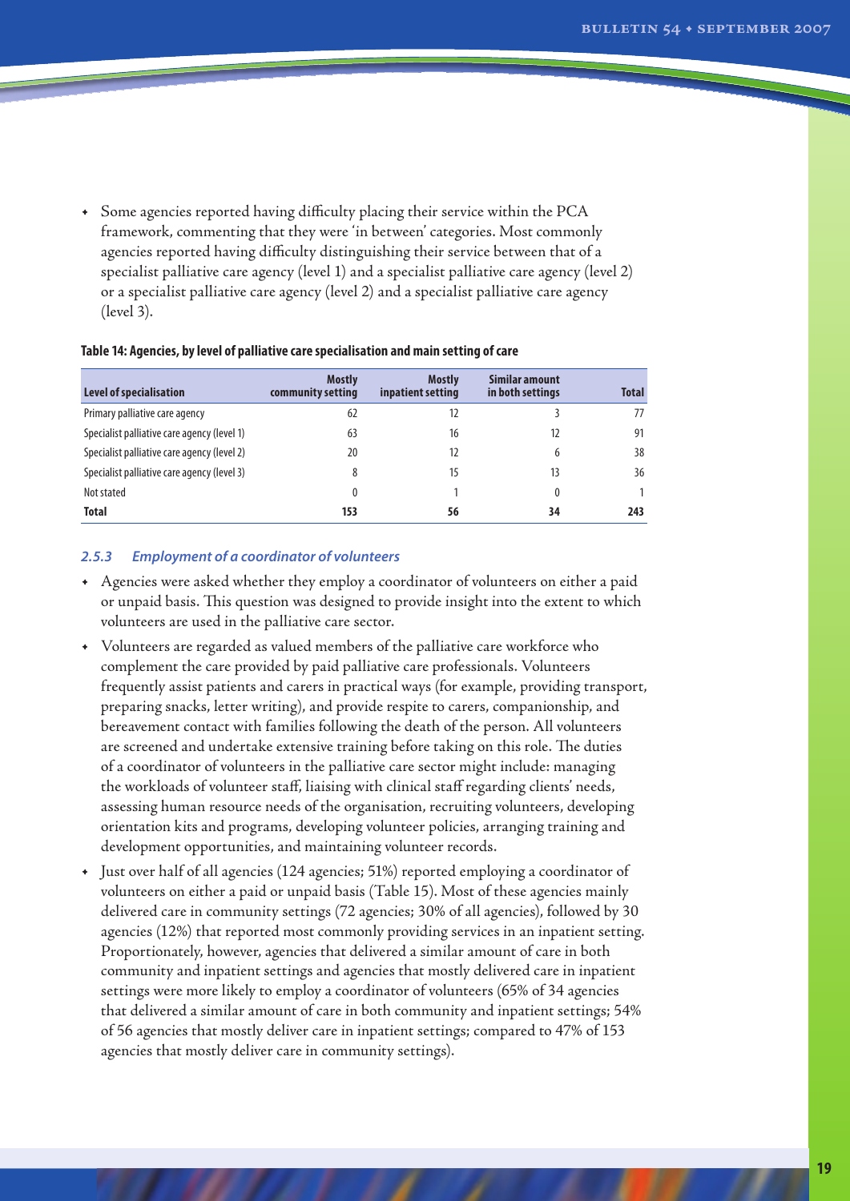- Some agencies reported having difficulty placing their service within the PCA framework, commenting that they were 'in between' categories. Most commonly agencies reported having difficulty distinguishing their service between that of a specialist palliative care agency (level 1) and a specialist palliative care agency (level 2) or a specialist palliative care agency (level 2) and a specialist palliative care agency (level 3).

**Table 14: Agencies, by level of palliative care specialisation and main setting of care**

| Level of specialisation | Mostly community setting | Mostly inpatient setting | Similar amount in both settings | Total |
|---|---|---|---|---|
| Primary palliative care agency | 62 | 12 | 3 | 77 |
| Specialist palliative care agency (level 1) | 63 | 16 | 12 | 91 |
| Specialist palliative care agency (level 2) | 20 | 12 | 6 | 38 |
| Specialist palliative care agency (level 3) | 8 | 15 | 13 | 36 |
| Not stated | 0 | 1 | 0 | 1 |
| **Total** | **153** | **56** | **34** | **243** |

### *2.5.3 Employment of a coordinator of volunteers*

- Agencies were asked whether they employ a coordinator of volunteers on either a paid or unpaid basis. This question was designed to provide insight into the extent to which volunteers are used in the palliative care sector.
- Volunteers are regarded as valued members of the palliative care workforce who complement the care provided by paid palliative care professionals. Volunteers frequently assist patients and carers in practical ways (for example, providing transport, preparing snacks, letter writing), and provide respite to carers, companionship, and bereavement contact with families following the death of the person. All volunteers are screened and undertake extensive training before taking on this role. The duties of a coordinator of volunteers in the palliative care sector might include: managing the workloads of volunteer staff, liaising with clinical staff regarding clients' needs, assessing human resource needs of the organisation, recruiting volunteers, developing orientation kits and programs, developing volunteer policies, arranging training and development opportunities, and maintaining volunteer records.
- Just over half of all agencies (124 agencies; 51%) reported employing a coordinator of volunteers on either a paid or unpaid basis (Table 15). Most of these agencies mainly delivered care in community settings (72 agencies; 30% of all agencies), followed by 30 agencies (12%) that reported most commonly providing services in an inpatient setting. Proportionately, however, agencies that delivered a similar amount of care in both community and inpatient settings and agencies that mostly delivered care in inpatient settings were more likely to employ a coordinator of volunteers (65% of 34 agencies that delivered a similar amount of care in both community and inpatient settings; 54% of 56 agencies that mostly deliver care in inpatient settings; compared to 47% of 153 agencies that mostly deliver care in community settings).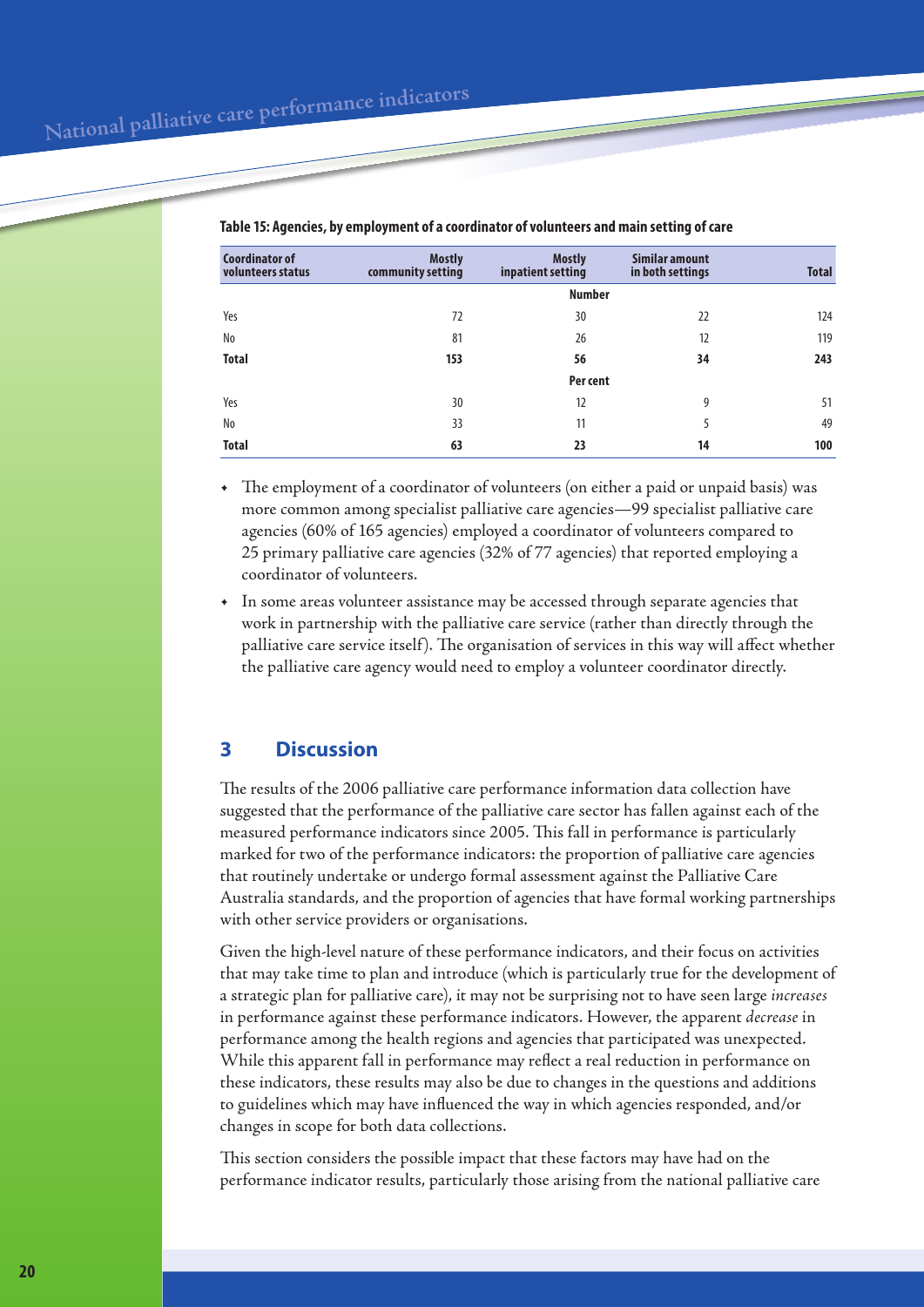**Table 15: Agencies, by employment of a coordinator of volunteers and main setting of care**

| Coordinator of volunteers status | Mostly community setting | Mostly inpatient setting | Similar amount in both settings | Total |
|---|---|---|---|---|
| | | **Number** | | |
| Yes | 72 | 30 | 22 | 124 |
| No | 81 | 26 | 12 | 119 |
| **Total** | **153** | **56** | **34** | **243** |
| | | **Per cent** | | |
| Yes | 30 | 12 | 9 | 51 |
| No | 33 | 11 | 5 | 49 |
| **Total** | **63** | **23** | **14** | **100** |

- The employment of a coordinator of volunteers (on either a paid or unpaid basis) was more common among specialist palliative care agencies—99 specialist palliative care agencies (60% of 165 agencies) employed a coordinator of volunteers compared to 25 primary palliative care agencies (32% of 77 agencies) that reported employing a coordinator of volunteers.
- In some areas volunteer assistance may be accessed through separate agencies that work in partnership with the palliative care service (rather than directly through the palliative care service itself). The organisation of services in this way will affect whether the palliative care agency would need to employ a volunteer coordinator directly.

## 3 Discussion

The results of the 2006 palliative care performance information data collection have suggested that the performance of the palliative care sector has fallen against each of the measured performance indicators since 2005. This fall in performance is particularly marked for two of the performance indicators: the proportion of palliative care agencies that routinely undertake or undergo formal assessment against the Palliative Care Australia standards, and the proportion of agencies that have formal working partnerships with other service providers or organisations.

Given the high-level nature of these performance indicators, and their focus on activities that may take time to plan and introduce (which is particularly true for the development of a strategic plan for palliative care), it may not be surprising not to have seen large *increases* in performance against these performance indicators. However, the apparent *decrease* in performance among the health regions and agencies that participated was unexpected. While this apparent fall in performance may reflect a real reduction in performance on these indicators, these results may also be due to changes in the questions and additions to guidelines which may have influenced the way in which agencies responded, and/or changes in scope for both data collections.

This section considers the possible impact that these factors may have had on the performance indicator results, particularly those arising from the national palliative care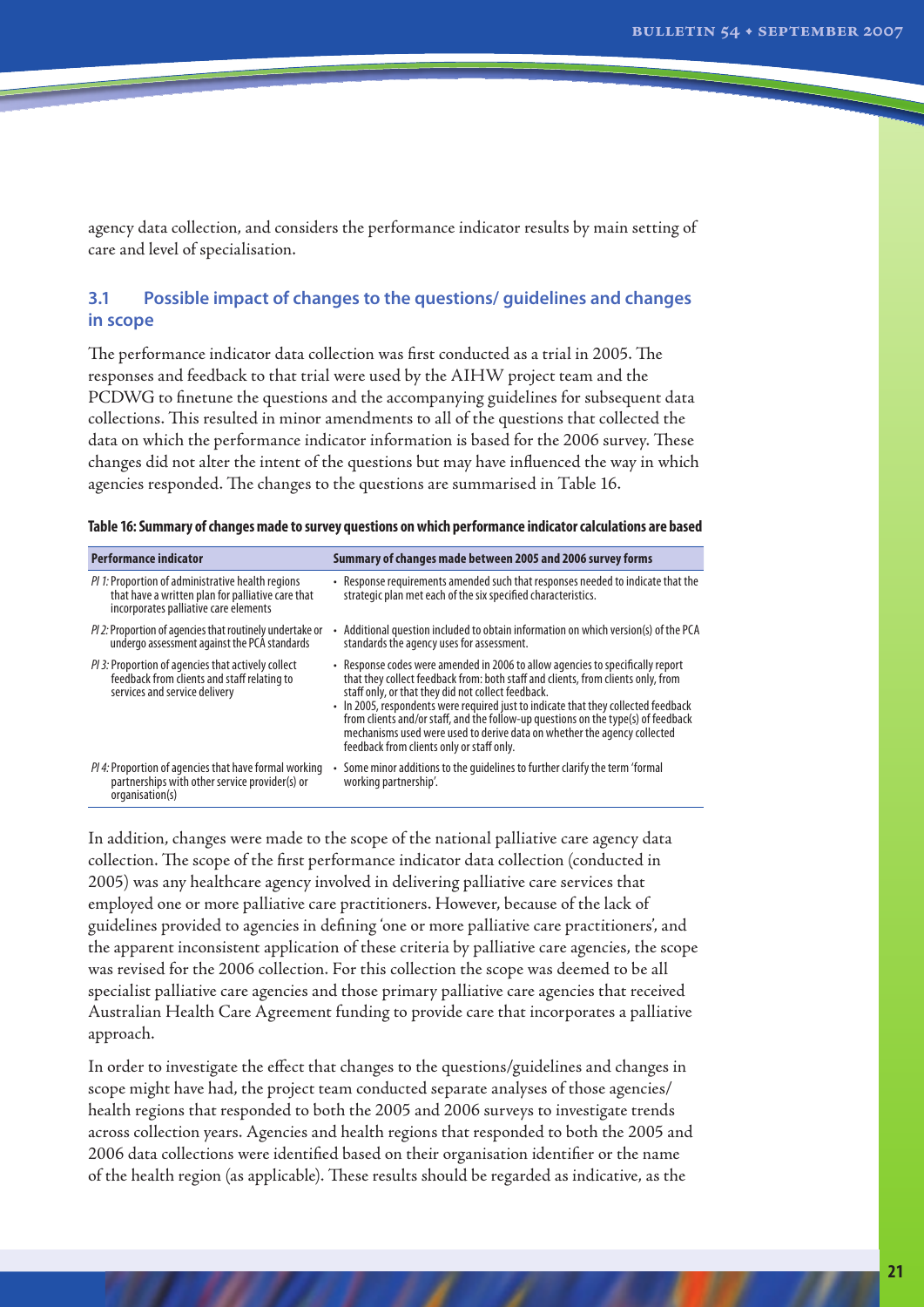agency data collection, and considers the performance indicator results by main setting of care and level of specialisation.

## 3.1 Possible impact of changes to the questions/ guidelines and changes in scope

The performance indicator data collection was first conducted as a trial in 2005. The responses and feedback to that trial were used by the AIHW project team and the PCDWG to finetune the questions and the accompanying guidelines for subsequent data collections. This resulted in minor amendments to all of the questions that collected the data on which the performance indicator information is based for the 2006 survey. These changes did not alter the intent of the questions but may have influenced the way in which agencies responded. The changes to the questions are summarised in Table 16.

**Table 16: Summary of changes made to survey questions on which performance indicator calculations are based**

| Performance indicator | Summary of changes made between 2005 and 2006 survey forms |
|---|---|
| *PI 1:* Proportion of administrative health regions that have a written plan for palliative care that incorporates palliative care elements | • Response requirements amended such that responses needed to indicate that the strategic plan met each of the six specified characteristics. |
| *PI 2:* Proportion of agencies that routinely undertake or undergo assessment against the PCA standards | • Additional question included to obtain information on which version(s) of the PCA standards the agency uses for assessment. |
| *PI 3:* Proportion of agencies that actively collect feedback from clients and staff relating to services and service delivery | • Response codes were amended in 2006 to allow agencies to specifically report that they collect feedback from: both staff and clients, from clients only, from staff only, or that they did not collect feedback. • In 2005, respondents were required just to indicate that they collected feedback from clients and/or staff, and the follow-up questions on the type(s) of feedback mechanisms used were used to derive data on whether the agency collected feedback from clients only or staff only. |
| *PI 4:* Proportion of agencies that have formal working partnerships with other service provider(s) or organisation(s) | • Some minor additions to the guidelines to further clarify the term 'formal working partnership'. |

In addition, changes were made to the scope of the national palliative care agency data collection. The scope of the first performance indicator data collection (conducted in 2005) was any healthcare agency involved in delivering palliative care services that employed one or more palliative care practitioners. However, because of the lack of guidelines provided to agencies in defining 'one or more palliative care practitioners', and the apparent inconsistent application of these criteria by palliative care agencies, the scope was revised for the 2006 collection. For this collection the scope was deemed to be all specialist palliative care agencies and those primary palliative care agencies that received Australian Health Care Agreement funding to provide care that incorporates a palliative approach.

In order to investigate the effect that changes to the questions/guidelines and changes in scope might have had, the project team conducted separate analyses of those agencies/ health regions that responded to both the 2005 and 2006 surveys to investigate trends across collection years. Agencies and health regions that responded to both the 2005 and 2006 data collections were identified based on their organisation identifier or the name of the health region (as applicable). These results should be regarded as indicative, as the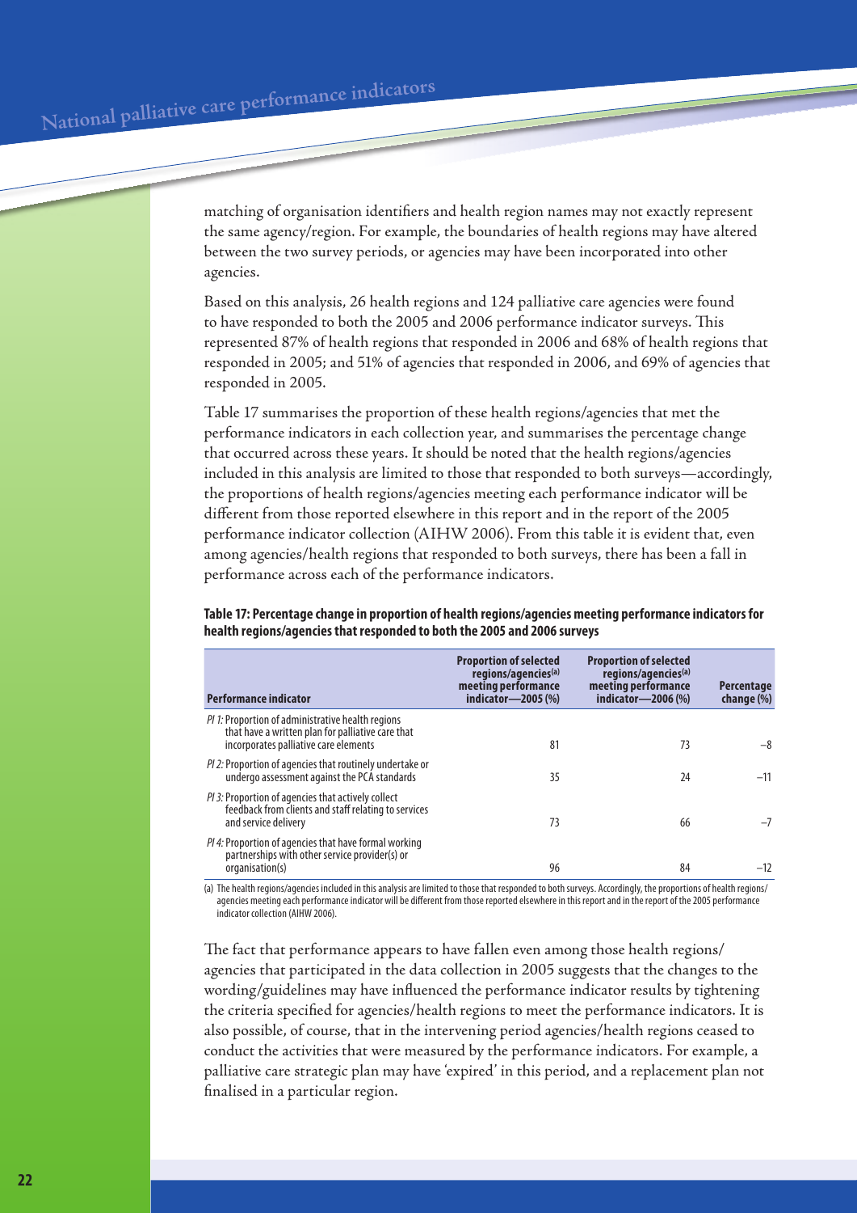matching of organisation identifiers and health region names may not exactly represent the same agency/region. For example, the boundaries of health regions may have altered between the two survey periods, or agencies may have been incorporated into other agencies.

Based on this analysis, 26 health regions and 124 palliative care agencies were found to have responded to both the 2005 and 2006 performance indicator surveys. This represented 87% of health regions that responded in 2006 and 68% of health regions that responded in 2005; and 51% of agencies that responded in 2006, and 69% of agencies that responded in 2005.

Table 17 summarises the proportion of these health regions/agencies that met the performance indicators in each collection year, and summarises the percentage change that occurred across these years. It should be noted that the health regions/agencies included in this analysis are limited to those that responded to both surveys—accordingly, the proportions of health regions/agencies meeting each performance indicator will be different from those reported elsewhere in this report and in the report of the 2005 performance indicator collection (AIHW 2006). From this table it is evident that, even among agencies/health regions that responded to both surveys, there has been a fall in performance across each of the performance indicators.

**Table 17: Percentage change in proportion of health regions/agencies meeting performance indicators for health regions/agencies that responded to both the 2005 and 2006 surveys**

| Performance indicator | Proportion of selected regions/agencies[(a)] meeting performance indicator—2005 (%) | Proportion of selected regions/agencies[(a)] meeting performance indicator—2006 (%) | Percentage change (%) |
|---|---|---|---|
| *PI 1:* Proportion of administrative health regions that have a written plan for palliative care that incorporates palliative care elements | 81 | 73 | –8 |
| *PI 2:* Proportion of agencies that routinely undertake or undergo assessment against the PCA standards | 35 | 24 | –11 |
| *PI 3:* Proportion of agencies that actively collect feedback from clients and staff relating to services and service delivery | 73 | 66 | –7 |
| *PI 4:* Proportion of agencies that have formal working partnerships with other service provider(s) or organisation(s) | 96 | 84 | –12 |

(a) The health regions/agencies included in this analysis are limited to those that responded to both surveys. Accordingly, the proportions of health regions/agencies meeting each performance indicator will be different from those reported elsewhere in this report and in the report of the 2005 performance indicator collection (AIHW 2006).

The fact that performance appears to have fallen even among those health regions/agencies that participated in the data collection in 2005 suggests that the changes to the wording/guidelines may have influenced the performance indicator results by tightening the criteria specified for agencies/health regions to meet the performance indicators. It is also possible, of course, that in the intervening period agencies/health regions ceased to conduct the activities that were measured by the performance indicators. For example, a palliative care strategic plan may have 'expired' in this period, and a replacement plan not finalised in a particular region.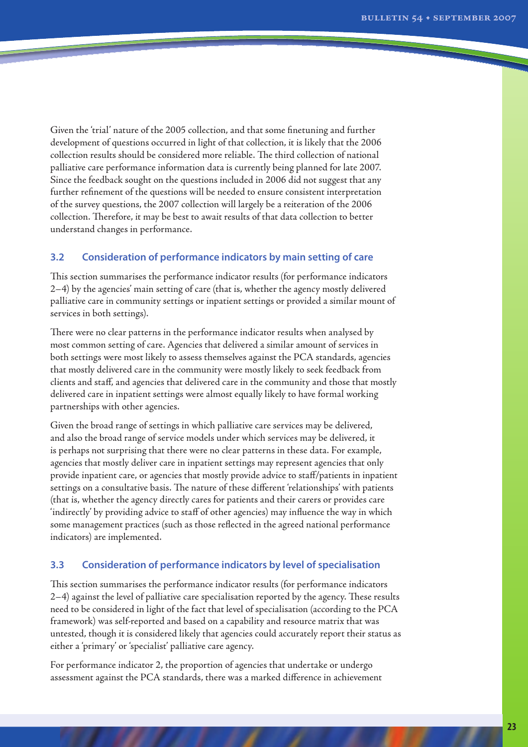Given the 'trial' nature of the 2005 collection, and that some finetuning and further development of questions occurred in light of that collection, it is likely that the 2006 collection results should be considered more reliable. The third collection of national palliative care performance information data is currently being planned for late 2007. Since the feedback sought on the questions included in 2006 did not suggest that any further refinement of the questions will be needed to ensure consistent interpretation of the survey questions, the 2007 collection will largely be a reiteration of the 2006 collection. Therefore, it may be best to await results of that data collection to better understand changes in performance.

### 3.2 Consideration of performance indicators by main setting of care

This section summarises the performance indicator results (for performance indicators 2–4) by the agencies' main setting of care (that is, whether the agency mostly delivered palliative care in community settings or inpatient settings or provided a similar mount of services in both settings).

There were no clear patterns in the performance indicator results when analysed by most common setting of care. Agencies that delivered a similar amount of services in both settings were most likely to assess themselves against the PCA standards, agencies that mostly delivered care in the community were mostly likely to seek feedback from clients and staff, and agencies that delivered care in the community and those that mostly delivered care in inpatient settings were almost equally likely to have formal working partnerships with other agencies.

Given the broad range of settings in which palliative care services may be delivered, and also the broad range of service models under which services may be delivered, it is perhaps not surprising that there were no clear patterns in these data. For example, agencies that mostly deliver care in inpatient settings may represent agencies that only provide inpatient care, or agencies that mostly provide advice to staff/patients in inpatient settings on a consultative basis. The nature of these different 'relationships' with patients (that is, whether the agency directly cares for patients and their carers or provides care 'indirectly' by providing advice to staff of other agencies) may influence the way in which some management practices (such as those reflected in the agreed national performance indicators) are implemented.

### 3.3 Consideration of performance indicators by level of specialisation

This section summarises the performance indicator results (for performance indicators 2–4) against the level of palliative care specialisation reported by the agency. These results need to be considered in light of the fact that level of specialisation (according to the PCA framework) was self-reported and based on a capability and resource matrix that was untested, though it is considered likely that agencies could accurately report their status as either a 'primary' or 'specialist' palliative care agency.

For performance indicator 2, the proportion of agencies that undertake or undergo assessment against the PCA standards, there was a marked difference in achievement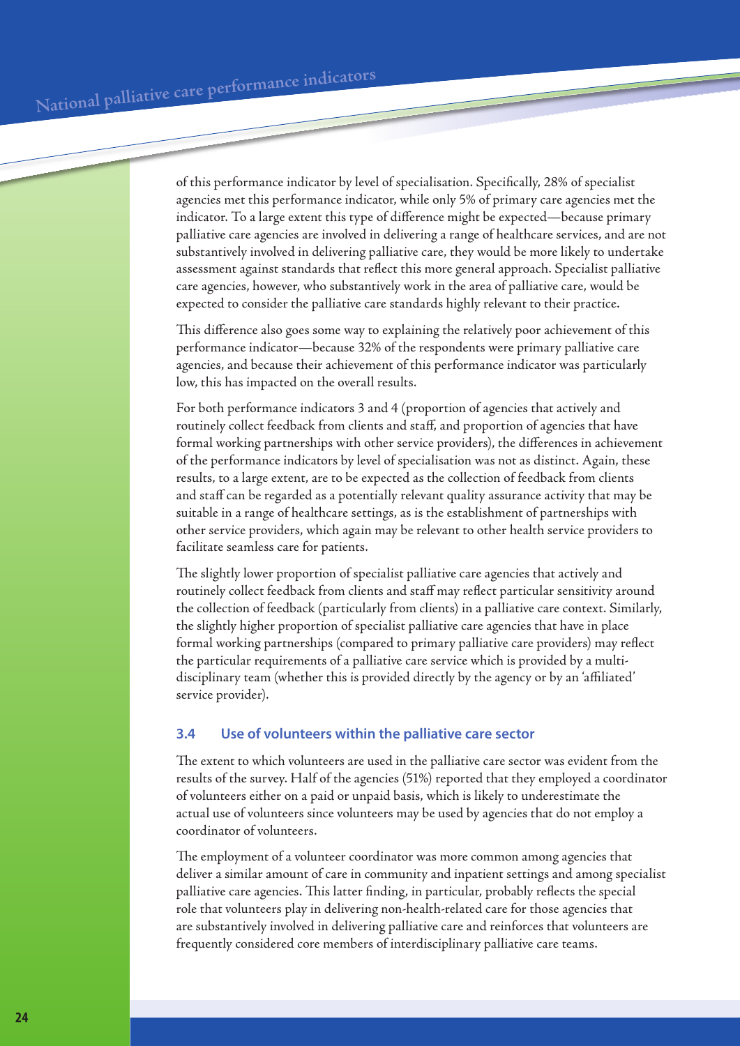of this performance indicator by level of specialisation. Specifically, 28% of specialist agencies met this performance indicator, while only 5% of primary care agencies met the indicator. To a large extent this type of difference might be expected—because primary palliative care agencies are involved in delivering a range of healthcare services, and are not substantively involved in delivering palliative care, they would be more likely to undertake assessment against standards that reflect this more general approach. Specialist palliative care agencies, however, who substantively work in the area of palliative care, would be expected to consider the palliative care standards highly relevant to their practice.

This difference also goes some way to explaining the relatively poor achievement of this performance indicator—because 32% of the respondents were primary palliative care agencies, and because their achievement of this performance indicator was particularly low, this has impacted on the overall results.

For both performance indicators 3 and 4 (proportion of agencies that actively and routinely collect feedback from clients and staff, and proportion of agencies that have formal working partnerships with other service providers), the differences in achievement of the performance indicators by level of specialisation was not as distinct. Again, these results, to a large extent, are to be expected as the collection of feedback from clients and staff can be regarded as a potentially relevant quality assurance activity that may be suitable in a range of healthcare settings, as is the establishment of partnerships with other service providers, which again may be relevant to other health service providers to facilitate seamless care for patients.

The slightly lower proportion of specialist palliative care agencies that actively and routinely collect feedback from clients and staff may reflect particular sensitivity around the collection of feedback (particularly from clients) in a palliative care context. Similarly, the slightly higher proportion of specialist palliative care agencies that have in place formal working partnerships (compared to primary palliative care providers) may reflect the particular requirements of a palliative care service which is provided by a multi-disciplinary team (whether this is provided directly by the agency or by an 'affiliated' service provider).

### 3.4 Use of volunteers within the palliative care sector

The extent to which volunteers are used in the palliative care sector was evident from the results of the survey. Half of the agencies (51%) reported that they employed a coordinator of volunteers either on a paid or unpaid basis, which is likely to underestimate the actual use of volunteers since volunteers may be used by agencies that do not employ a coordinator of volunteers.

The employment of a volunteer coordinator was more common among agencies that deliver a similar amount of care in community and inpatient settings and among specialist palliative care agencies. This latter finding, in particular, probably reflects the special role that volunteers play in delivering non-health-related care for those agencies that are substantively involved in delivering palliative care and reinforces that volunteers are frequently considered core members of interdisciplinary palliative care teams.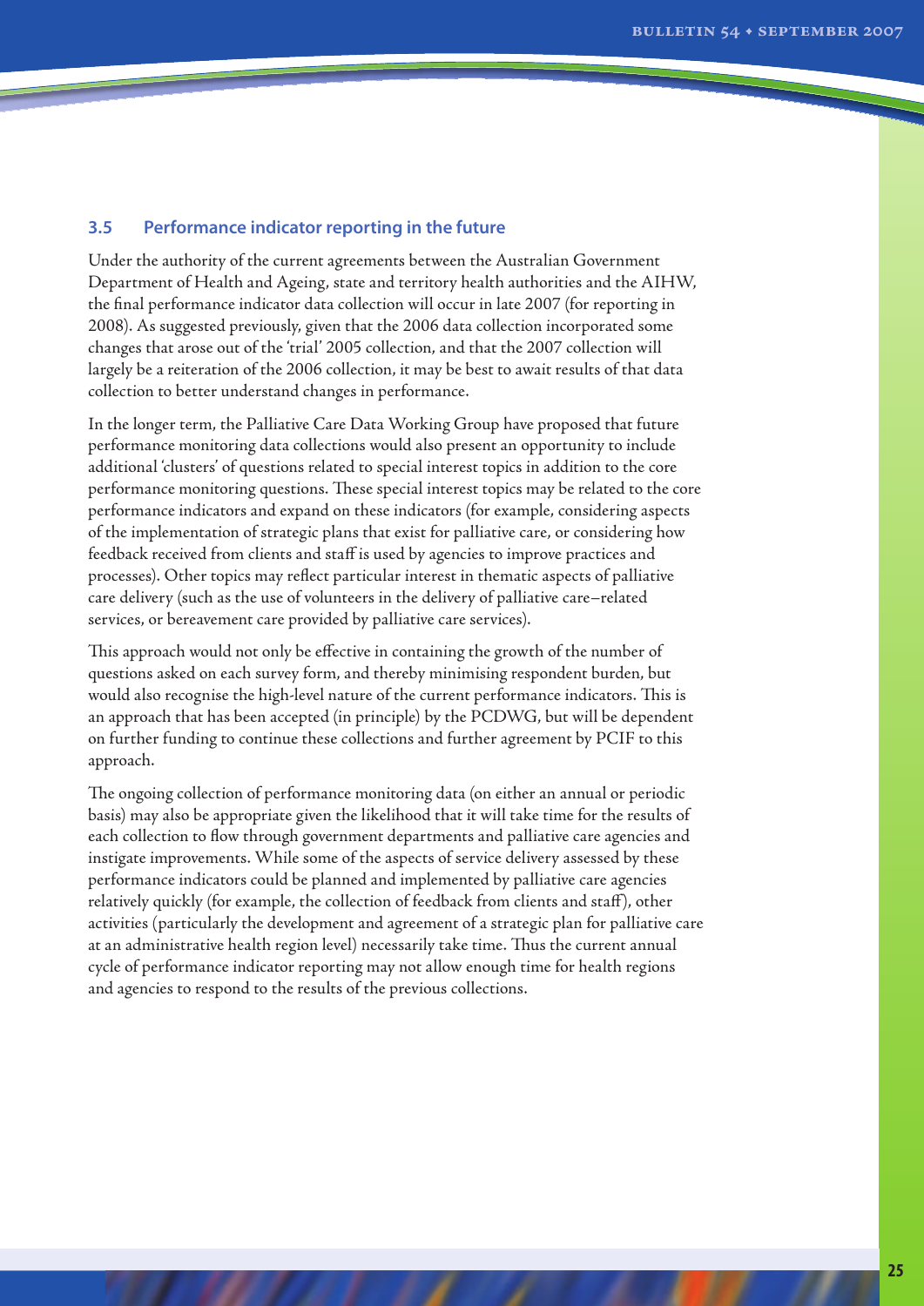### 3.5 Performance indicator reporting in the future

Under the authority of the current agreements between the Australian Government Department of Health and Ageing, state and territory health authorities and the AIHW, the final performance indicator data collection will occur in late 2007 (for reporting in 2008). As suggested previously, given that the 2006 data collection incorporated some changes that arose out of the 'trial' 2005 collection, and that the 2007 collection will largely be a reiteration of the 2006 collection, it may be best to await results of that data collection to better understand changes in performance.

In the longer term, the Palliative Care Data Working Group have proposed that future performance monitoring data collections would also present an opportunity to include additional 'clusters' of questions related to special interest topics in addition to the core performance monitoring questions. These special interest topics may be related to the core performance indicators and expand on these indicators (for example, considering aspects of the implementation of strategic plans that exist for palliative care, or considering how feedback received from clients and staff is used by agencies to improve practices and processes). Other topics may reflect particular interest in thematic aspects of palliative care delivery (such as the use of volunteers in the delivery of palliative care–related services, or bereavement care provided by palliative care services).

This approach would not only be effective in containing the growth of the number of questions asked on each survey form, and thereby minimising respondent burden, but would also recognise the high-level nature of the current performance indicators. This is an approach that has been accepted (in principle) by the PCDWG, but will be dependent on further funding to continue these collections and further agreement by PCIF to this approach.

The ongoing collection of performance monitoring data (on either an annual or periodic basis) may also be appropriate given the likelihood that it will take time for the results of each collection to flow through government departments and palliative care agencies and instigate improvements. While some of the aspects of service delivery assessed by these performance indicators could be planned and implemented by palliative care agencies relatively quickly (for example, the collection of feedback from clients and staff), other activities (particularly the development and agreement of a strategic plan for palliative care at an administrative health region level) necessarily take time. Thus the current annual cycle of performance indicator reporting may not allow enough time for health regions and agencies to respond to the results of the previous collections.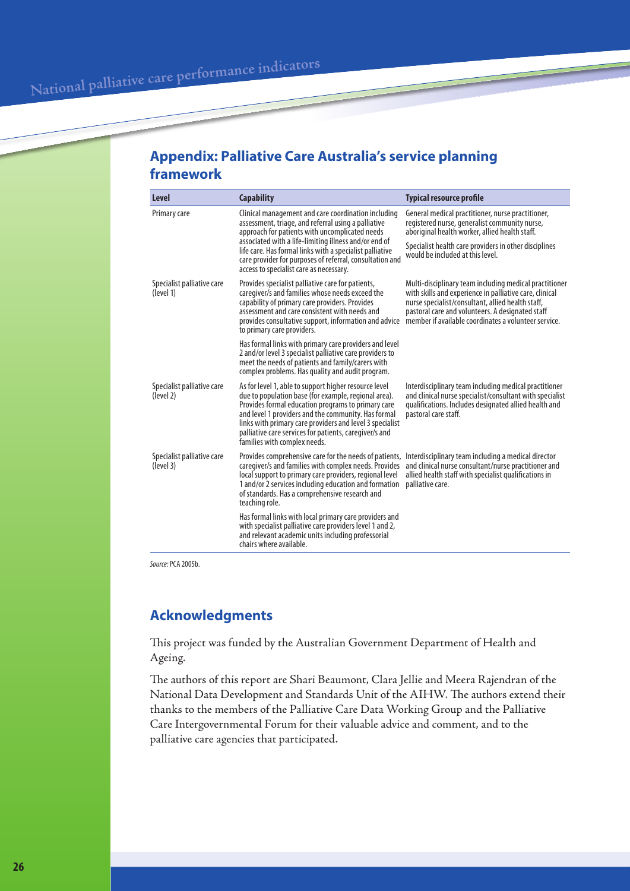## Appendix: Palliative Care Australia's service planning framework

| Level | Capability | Typical resource profile |
|---|---|---|
| Primary care | Clinical management and care coordination including assessment, triage, and referral using a palliative approach for patients with uncomplicated needs associated with a life-limiting illness and/or end of life care. Has formal links with a specialist palliative care provider for purposes of referral, consultation and access to specialist care as necessary. | General medical practitioner, nurse practitioner, registered nurse, generalist community nurse, aboriginal health worker, allied health staff.<br><br>Specialist health care providers in other disciplines would be included at this level. |
| Specialist palliative care (level 1) | Provides specialist palliative care for patients, caregiver/s and families whose needs exceed the capability of primary care providers. Provides assessment and care consistent with needs and provides consultative support, information and advice to primary care providers.<br><br>Has formal links with primary care providers and level 2 and/or level 3 specialist palliative care providers to meet the needs of patients and family/carers with complex problems. Has quality and audit program. | Multi-disciplinary team including medical practitioner with skills and experience in palliative care, clinical nurse specialist/consultant, allied health staff, pastoral care and volunteers. A designated staff member if available coordinates a volunteer service. |
| Specialist palliative care (level 2) | As for level 1, able to support higher resource level due to population base (for example, regional area). Provides formal education programs to primary care and level 1 providers and the community. Has formal links with primary care providers and level 3 specialist palliative care services for patients, caregiver/s and families with complex needs. | Interdisciplinary team including medical practitioner and clinical nurse specialist/consultant with specialist qualifications. Includes designated allied health and pastoral care staff. |
| Specialist palliative care (level 3) | Provides comprehensive care for the needs of patients, caregiver/s and families with complex needs. Provides local support to primary care providers, regional level 1 and/or 2 services including education and formation of standards. Has a comprehensive research and teaching role.<br><br>Has formal links with local primary care providers and with specialist palliative care providers level 1 and 2, and relevant academic units including professorial chairs where available. | Interdisciplinary team including a medical director and clinical nurse consultant/nurse practitioner and allied health staff with specialist qualifications in palliative care. |

*Source:* PCA 2005b.

## Acknowledgments

This project was funded by the Australian Government Department of Health and Ageing.

The authors of this report are Shari Beaumont, Clara Jellie and Meera Rajendran of the National Data Development and Standards Unit of the AIHW. The authors extend their thanks to the members of the Palliative Care Data Working Group and the Palliative Care Intergovernmental Forum for their valuable advice and comment, and to the palliative care agencies that participated.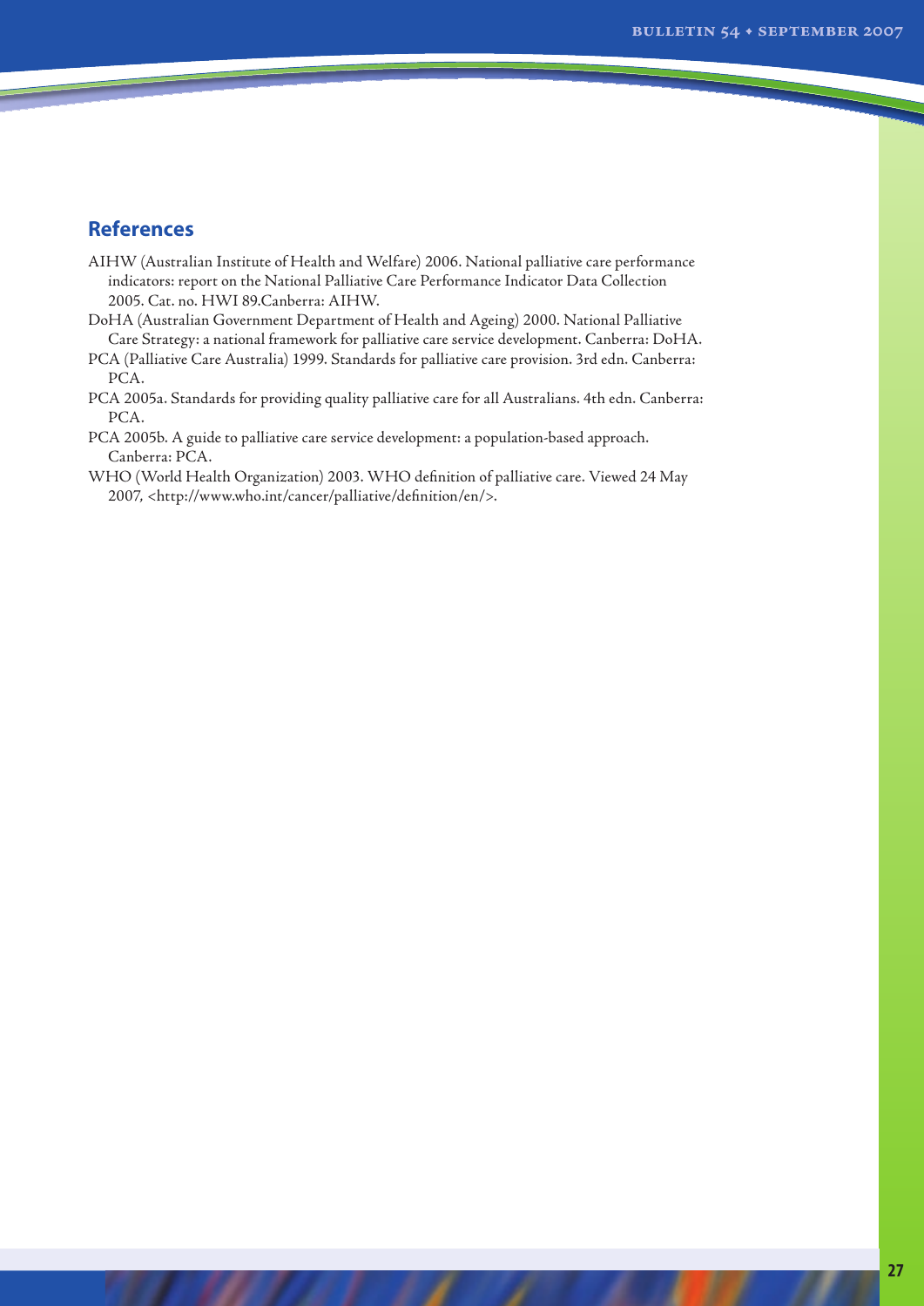## References

AIHW (Australian Institute of Health and Welfare) 2006. National palliative care performance indicators: report on the National Palliative Care Performance Indicator Data Collection 2005. Cat. no. HWI 89.Canberra: AIHW.

DoHA (Australian Government Department of Health and Ageing) 2000. National Palliative Care Strategy: a national framework for palliative care service development. Canberra: DoHA.

PCA (Palliative Care Australia) 1999. Standards for palliative care provision. 3rd edn. Canberra: PCA.

PCA 2005a. Standards for providing quality palliative care for all Australians. 4th edn. Canberra: PCA.

PCA 2005b. A guide to palliative care service development: a population-based approach. Canberra: PCA.

WHO (World Health Organization) 2003. WHO definition of palliative care. Viewed 24 May 2007, <http://www.who.int/cancer/palliative/definition/en/>.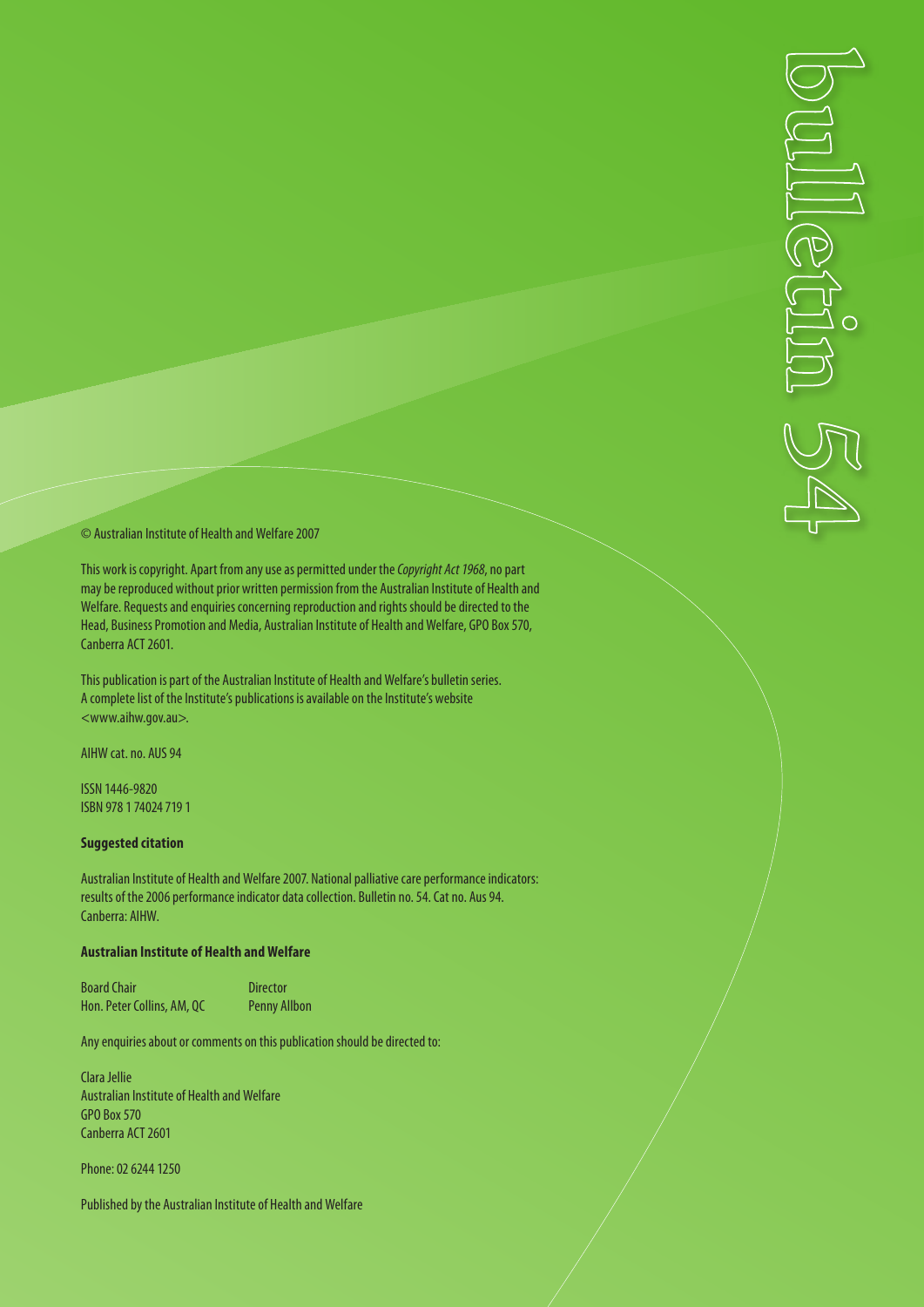bulletin 54

© Australian Institute of Health and Welfare 2007

This work is copyright. Apart from any use as permitted under the *Copyright Act 1968*, no part may be reproduced without prior written permission from the Australian Institute of Health and Welfare. Requests and enquiries concerning reproduction and rights should be directed to the Head, Business Promotion and Media, Australian Institute of Health and Welfare, GPO Box 570, Canberra ACT 2601.

This publication is part of the Australian Institute of Health and Welfare's bulletin series. A complete list of the Institute's publications is available on the Institute's website <www.aihw.gov.au>.

AIHW cat. no. AUS 94

ISSN 1446-9820
ISBN 978 1 74024 719 1

**Suggested citation**

Australian Institute of Health and Welfare 2007. National palliative care performance indicators: results of the 2006 performance indicator data collection. Bulletin no. 54. Cat no. Aus 94. Canberra: AIHW.

**Australian Institute of Health and Welfare**

| | |
|---|---|
| Board Chair | Director |
| Hon. Peter Collins, AM, QC | Penny Allbon |

Any enquiries about or comments on this publication should be directed to:

Clara Jellie
Australian Institute of Health and Welfare
GPO Box 570
Canberra ACT 2601

Phone: 02 6244 1250

Published by the Australian Institute of Health and Welfare